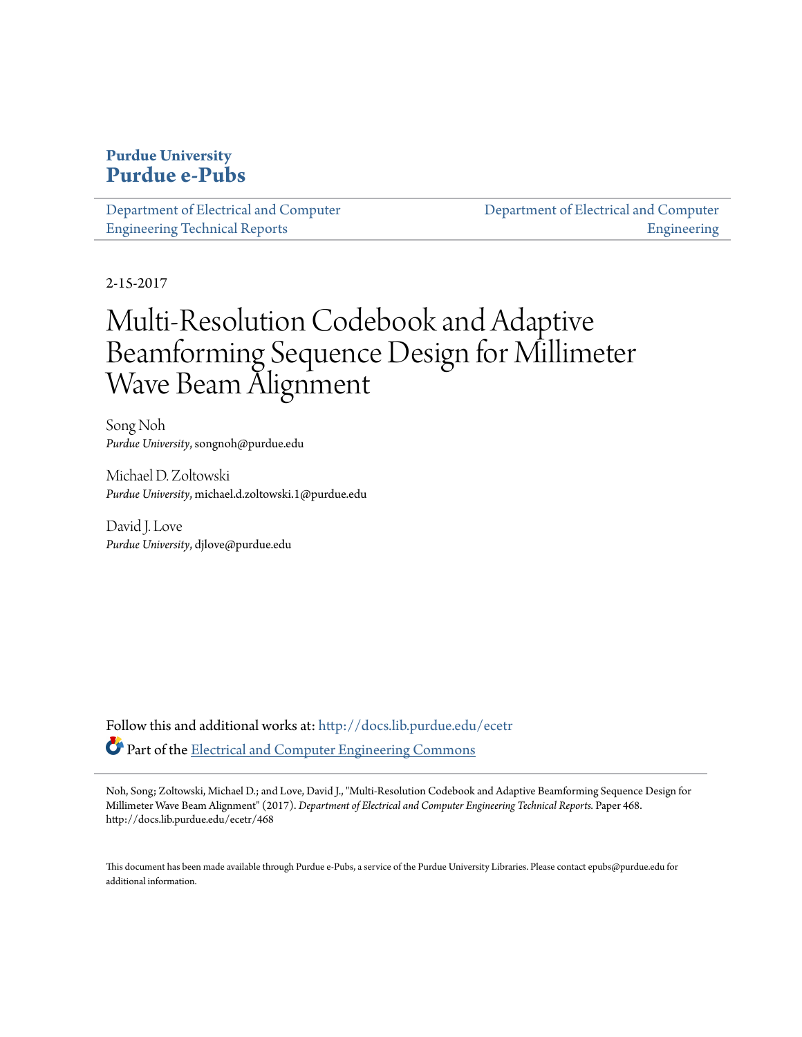**Purdue University**
**Purdue e-Pubs**

Department of Electrical and Computer Engineering Technical Reports | Department of Electrical and Computer Engineering

2-15-2017

# Multi-Resolution Codebook and Adaptive Beamforming Sequence Design for Millimeter Wave Beam Alignment

Song Noh
*Purdue University*, songnoh@purdue.edu

Michael D. Zoltowski
*Purdue University*, michael.d.zoltowski.1@purdue.edu

David J. Love
*Purdue University*, djlove@purdue.edu

Follow this and additional works at: http://docs.lib.purdue.edu/ecetr

Part of the Electrical and Computer Engineering Commons

Noh, Song; Zoltowski, Michael D.; and Love, David J., "Multi-Resolution Codebook and Adaptive Beamforming Sequence Design for Millimeter Wave Beam Alignment" (2017). *Department of Electrical and Computer Engineering Technical Reports.* Paper 468. http://docs.lib.purdue.edu/ecetr/468

This document has been made available through Purdue e-Pubs, a service of the Purdue University Libraries. Please contact epubs@purdue.edu for additional information.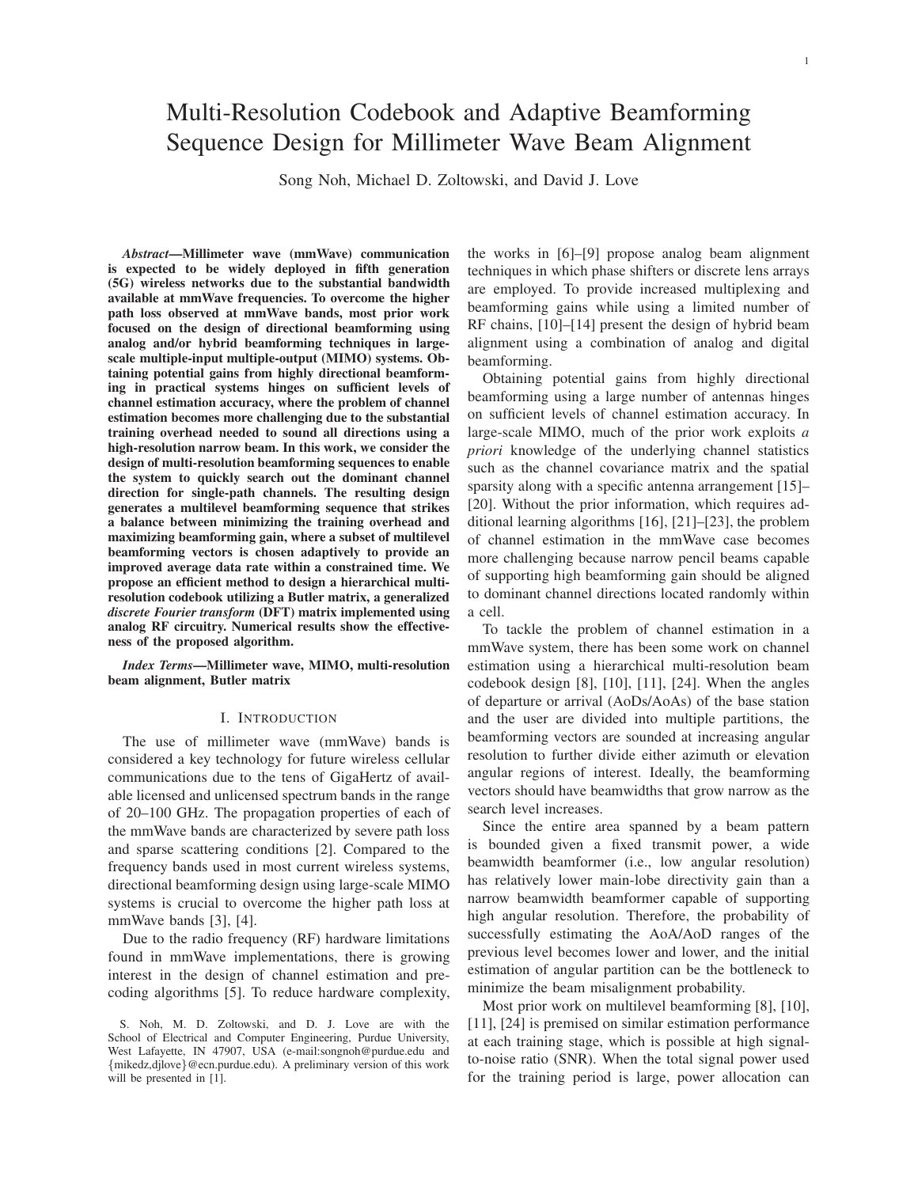# Multi-Resolution Codebook and Adaptive Beamforming Sequence Design for Millimeter Wave Beam Alignment

Song Noh, Michael D. Zoltowski, and David J. Love

***Abstract*—Millimeter wave (mmWave) communication is expected to be widely deployed in fifth generation (5G) wireless networks due to the substantial bandwidth available at mmWave frequencies. To overcome the higher path loss observed at mmWave bands, most prior work focused on the design of directional beamforming using analog and/or hybrid beamforming techniques in large-scale multiple-input multiple-output (MIMO) systems. Obtaining potential gains from highly directional beamforming in practical systems hinges on sufficient levels of channel estimation accuracy, where the problem of channel estimation becomes more challenging due to the substantial training overhead needed to sound all directions using a high-resolution narrow beam. In this work, we consider the design of multi-resolution beamforming sequences to enable the system to quickly search out the dominant channel direction for single-path channels. The resulting design generates a multilevel beamforming sequence that strikes a balance between minimizing the training overhead and maximizing beamforming gain, where a subset of multilevel beamforming vectors is chosen adaptively to provide an improved average data rate within a constrained time. We propose an efficient method to design a hierarchical multi-resolution codebook utilizing a Butler matrix, a generalized *discrete Fourier transform* (DFT) matrix implemented using analog RF circuitry. Numerical results show the effectiveness of the proposed algorithm.**

***Index Terms*—Millimeter wave, MIMO, multi-resolution beam alignment, Butler matrix**

## I. Introduction

The use of millimeter wave (mmWave) bands is considered a key technology for future wireless cellular communications due to the tens of GigaHertz of available licensed and unlicensed spectrum bands in the range of 20–100 GHz. The propagation properties of each of the mmWave bands are characterized by severe path loss and sparse scattering conditions [2]. Compared to the frequency bands used in most current wireless systems, directional beamforming design using large-scale MIMO systems is crucial to overcome the higher path loss at mmWave bands [3], [4].

Due to the radio frequency (RF) hardware limitations found in mmWave implementations, there is growing interest in the design of channel estimation and precoding algorithms [5]. To reduce hardware complexity, the works in [6]–[9] propose analog beam alignment techniques in which phase shifters or discrete lens arrays are employed. To provide increased multiplexing and beamforming gains while using a limited number of RF chains, [10]–[14] present the design of hybrid beam alignment using a combination of analog and digital beamforming.

Obtaining potential gains from highly directional beamforming using a large number of antennas hinges on sufficient levels of channel estimation accuracy. In large-scale MIMO, much of the prior work exploits *a priori* knowledge of the underlying channel statistics such as the channel covariance matrix and the spatial sparsity along with a specific antenna arrangement [15]–[20]. Without the prior information, which requires additional learning algorithms [16], [21]–[23], the problem of channel estimation in the mmWave case becomes more challenging because narrow pencil beams capable of supporting high beamforming gain should be aligned to dominant channel directions located randomly within a cell.

To tackle the problem of channel estimation in a mmWave system, there has been some work on channel estimation using a hierarchical multi-resolution beam codebook design [8], [10], [11], [24]. When the angles of departure or arrival (AoDs/AoAs) of the base station and the user are divided into multiple partitions, the beamforming vectors are sounded at increasing angular resolution to further divide either azimuth or elevation angular regions of interest. Ideally, the beamforming vectors should have beamwidths that grow narrow as the search level increases.

Since the entire area spanned by a beam pattern is bounded given a fixed transmit power, a wide beamwidth beamformer (i.e., low angular resolution) has relatively lower main-lobe directivity gain than a narrow beamwidth beamformer capable of supporting high angular resolution. Therefore, the probability of successfully estimating the AoA/AoD ranges of the previous level becomes lower and lower, and the initial estimation of angular partition can be the bottleneck to minimize the beam misalignment probability.

Most prior work on multilevel beamforming [8], [10], [11], [24] is premised on similar estimation performance at each training stage, which is possible at high signal-to-noise ratio (SNR). When the total signal power used for the training period is large, power allocation can

S. Noh, M. D. Zoltowski, and D. J. Love are with the School of Electrical and Computer Engineering, Purdue University, West Lafayette, IN 47907, USA (e-mail:songnoh@purdue.edu and {mikedz,djlove}@ecn.purdue.edu). A preliminary version of this work will be presented in [1].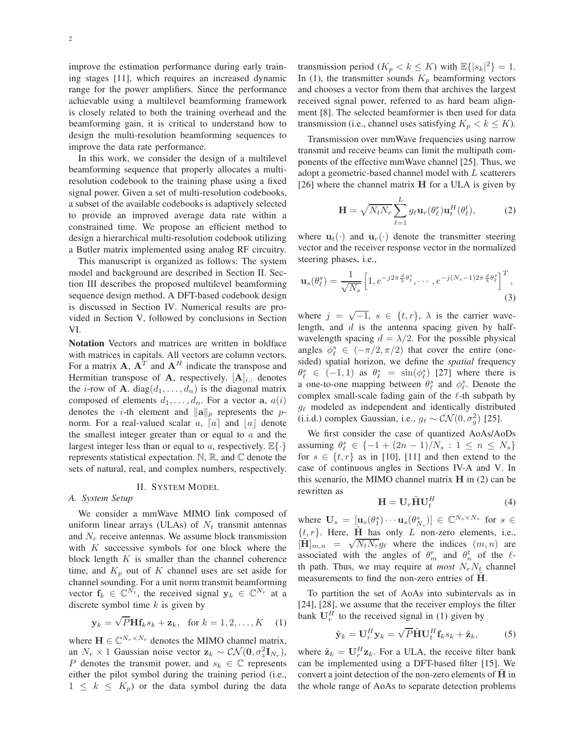improve the estimation performance during early training stages [11], which requires an increased dynamic range for the power amplifiers. Since the performance achievable using a multilevel beamforming framework is closely related to both the training overhead and the beamforming gain, it is critical to understand how to design the multi-resolution beamforming sequences to improve the data rate performance.

In this work, we consider the design of a multilevel beamforming sequence that properly allocates a multi-resolution codebook to the training phase using a fixed signal power. Given a set of multi-resolution codebooks, a subset of the available codebooks is adaptively selected to provide an improved average data rate within a constrained time. We propose an efficient method to design a hierarchical multi-resolution codebook utilizing a Butler matrix implemented using analog RF circuitry.

This manuscript is organized as follows: The system model and background are described in Section II. Section III describes the proposed multilevel beamforming sequence design method. A DFT-based codebook design is discussed in Section IV. Numerical results are provided in Section V, followed by conclusions in Section VI.

**Notation** Vectors and matrices are written in boldface with matrices in capitals. All vectors are column vectors. For a matrix $\mathbf{A}$, $\mathbf{A}^T$ and $\mathbf{A}^H$ indicate the transpose and Hermitian transpose of $\mathbf{A}$, respectively. $[\mathbf{A}]_{i,:}$ denotes the $i$-row of $\mathbf{A}$. $\text{diag}(d_1, \ldots, d_n)$ is the diagonal matrix composed of elements $d_1, \ldots, d_n$. For a vector $\mathbf{a}$, $a(i)$ denotes the $i$-th element and $\|\mathbf{a}\|_p$ represents the $p$-norm. For a real-valued scalar $a$, $\lceil a \rceil$ and $\lfloor a \rfloor$ denote the smallest integer greater than or equal to $a$ and the largest integer less than or equal to $a$, respectively. $\mathbb{E}\{\cdot\}$ represents statistical expectation. $\mathbb{N}$, $\mathbb{R}$, and $\mathbb{C}$ denote the sets of natural, real, and complex numbers, respectively.

## II. System Model

### A. System Setup

We consider a mmWave MIMO link composed of uniform linear arrays (ULAs) of $N_t$ transmit antennas and $N_r$ receive antennas. We assume block transmission with $K$ successive symbols for one block where the block length $K$ is smaller than the channel coherence time, and $K_p$ out of $K$ channel uses are set aside for channel sounding. For a unit norm transmit beamforming vector $\mathbf{f}_k \in \mathbb{C}^{N_t}$, the received signal $\mathbf{y}_k \in \mathbb{C}^{N_r}$ at a discrete symbol time $k$ is given by

$$\mathbf{y}_k = \sqrt{P}\mathbf{H}\mathbf{f}_k s_k + \mathbf{z}_k, \quad \text{for } k = 1, 2, \ldots, K \tag{1}$$

where $\mathbf{H} \in \mathbb{C}^{N_r \times N_t}$ denotes the MIMO channel matrix, an $N_r \times 1$ Gaussian noise vector $\mathbf{z}_k \sim \mathcal{CN}(\mathbf{0}, \sigma_z^2 \mathbf{I}_{N_r})$, $P$ denotes the transmit power, and $s_k \in \mathbb{C}$ represents either the pilot symbol during the training period (i.e., $1 \leq k \leq K_p$) or the data symbol during the data transmission period ($K_p < k \leq K$) with $\mathbb{E}\{|s_k|^2\} = 1$. In (1), the transmitter sounds $K_p$ beamforming vectors and chooses a vector from them that archives the largest received signal power, referred to as hard beam alignment [8]. The selected beamformer is then used for data transmission (i.e., channel uses satisfying $K_p < k \leq K$).

Transmission over mmWave frequencies using narrow transmit and receive beams can limit the multipath components of the effective mmWave channel [25]. Thus, we adopt a geometric-based channel model with $L$ scatterers [26] where the channel matrix $\mathbf{H}$ for a ULA is given by

$$\mathbf{H} = \sqrt{N_t N_r} \sum_{\ell=1}^{L} g_\ell \mathbf{u}_r(\theta_\ell^r) \mathbf{u}_t^H(\theta_\ell^t), \tag{2}$$

where $\mathbf{u}_t(\cdot)$ and $\mathbf{u}_r(\cdot)$ denote the transmitter steering vector and the receiver response vector in the normalized steering phases, i.e.,

$$\mathbf{u}_s(\theta_\ell^s) = \frac{1}{\sqrt{N_s}} \left[1, e^{-j2\pi\frac{d}{\lambda}\theta_\ell^s}, \cdots, e^{-j(N_s-1)2\pi\frac{d}{\lambda}\theta_\ell^s}\right]^T, \tag{3}$$

where $j = \sqrt{-1}$, $s \in \{t, r\}$, $\lambda$ is the carrier wavelength, and $d$ is the antenna spacing given by half-wavelength spacing $d = \lambda/2$. For the possible physical angles $\phi_\ell^s \in (-\pi/2, \pi/2)$ that cover the entire (one-sided) spatial horizon, we define the *spatial* frequency $\theta_\ell^s \in (-1, 1)$ as $\theta_\ell^s = \sin(\phi_\ell^s)$ [27] where there is a one-to-one mapping between $\theta_\ell^s$ and $\phi_\ell^s$. Denote the complex small-scale fading gain of the $\ell$-th subpath by $g_\ell$ modeled as independent and identically distributed (i.i.d.) complex Gaussian, i.e., $g_\ell \sim \mathcal{CN}(0, \sigma_g^2)$ [25].

We first consider the case of quantized AoAs/AoDs assuming $\theta_\ell^s \in \{-1 + (2n-1)/N_s : 1 \leq n \leq N_s\}$ for $s \in \{t, r\}$ as in [10], [11] and then extend to the case of continuous angles in Sections IV-A and V. In this scenario, the MIMO channel matrix $\mathbf{H}$ in (2) can be rewritten as

$$\mathbf{H} = \mathbf{U}_r \tilde{\mathbf{H}} \mathbf{U}_t^H \tag{4}$$

where $\mathbf{U}_s = [\mathbf{u}_s(\theta_1^s) \cdots \mathbf{u}_s(\theta_{N_s}^s)] \in \mathbb{C}^{N_s \times N_s}$ for $s \in \{t, r\}$. Here, $\tilde{\mathbf{H}}$ has only $L$ non-zero elements, i.e., $[\tilde{\mathbf{H}}]_{m,n} = \sqrt{N_t N_r} g_\ell$ where the indices $(m, n)$ are associated with the angles of $\theta_m^r$ and $\theta_n^t$ of the $\ell$-th path. Thus, we may require at *most* $N_r N_t$ channel measurements to find the non-zero entries of $\tilde{\mathbf{H}}$.

To partition the set of AoAs into subintervals as in [24], [28], we assume that the receiver employs the filter bank $\mathbf{U}_r^H$ to the received signal in (1) given by

$$\tilde{\mathbf{y}}_k = \mathbf{U}_r^H \mathbf{y}_k = \sqrt{P} \tilde{\mathbf{H}} \mathbf{U}_t^H \mathbf{f}_k s_k + \tilde{\mathbf{z}}_k, \tag{5}$$

where $\tilde{\mathbf{z}}_k = \mathbf{U}_r^H \mathbf{z}_k$. For a ULA, the receive filter bank can be implemented using a DFT-based filter [15]. We convert a joint detection of the non-zero elements of $\tilde{\mathbf{H}}$ in the whole range of AoAs to separate detection problems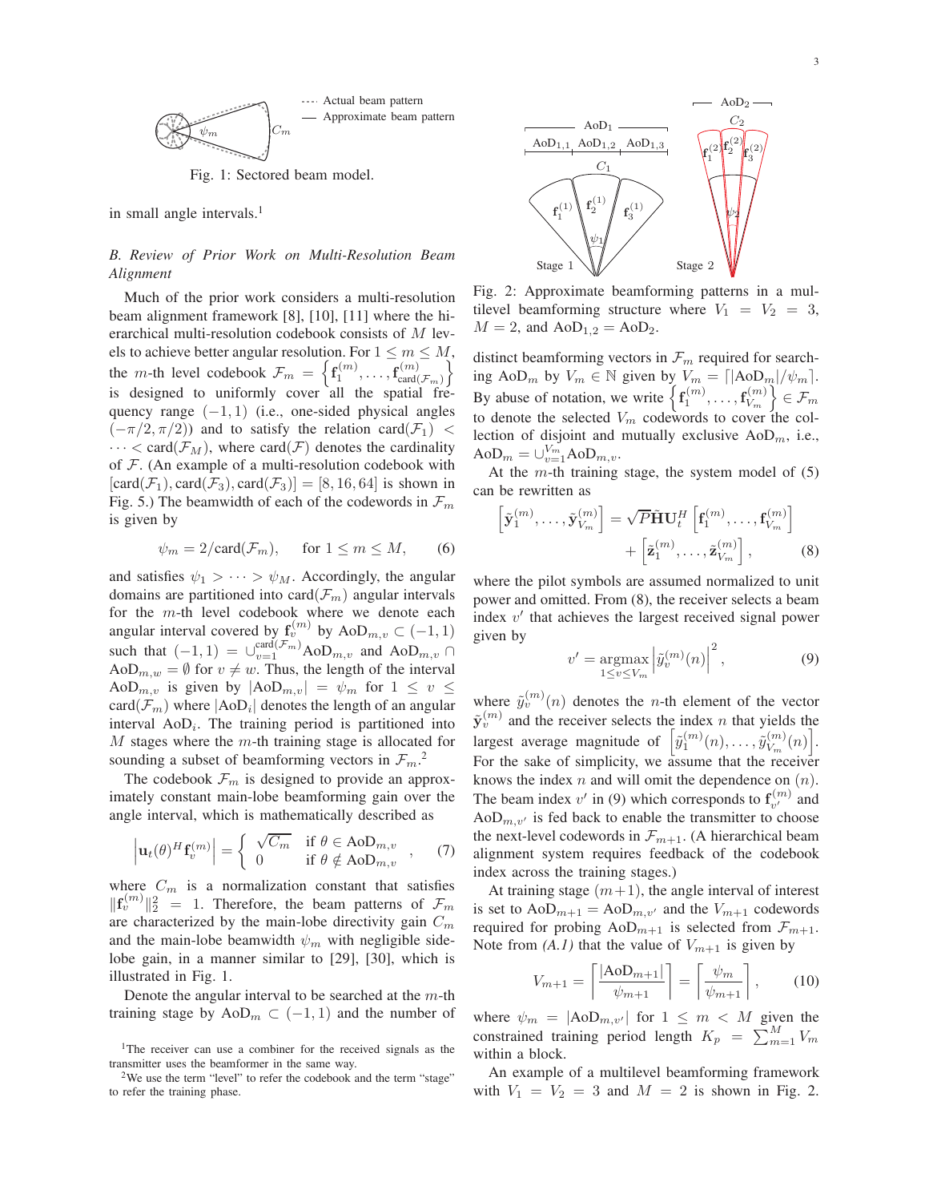Fig. 1: Sectored beam model.

in small angle intervals.[1]

### B. Review of Prior Work on Multi-Resolution Beam Alignment

Much of the prior work considers a multi-resolution beam alignment framework [8], [10], [11] where the hierarchical multi-resolution codebook consists of $M$ levels to achieve better angular resolution. For $1 \leq m \leq M$, the $m$-th level codebook $\mathcal{F}_m = \left\{\mathbf{f}_1^{(m)}, \ldots, \mathbf{f}_{\text{card}(\mathcal{F}_m)}^{(m)}\right\}$ is designed to uniformly cover all the spatial frequency range $(-1, 1)$ (i.e., one-sided physical angles $(-\pi/2, \pi/2)$) and to satisfy the relation $\text{card}(\mathcal{F}_1) < \cdots < \text{card}(\mathcal{F}_M)$, where $\text{card}(\mathcal{F})$ denotes the cardinality of $\mathcal{F}$. (An example of a multi-resolution codebook with $[\text{card}(\mathcal{F}_1), \text{card}(\mathcal{F}_3), \text{card}(\mathcal{F}_3)] = [8, 16, 64]$ is shown in Fig. 5.) The beamwidth of each of the codewords in $\mathcal{F}_m$ is given by

$$\psi_m = 2/\text{card}(\mathcal{F}_m), \qquad \text{for } 1 \leq m \leq M, \tag{6}$$

and satisfies $\psi_1 > \cdots > \psi_M$. Accordingly, the angular domains are partitioned into $\text{card}(\mathcal{F}_m)$ angular intervals for the $m$-th level codebook where we denote each angular interval covered by $\mathbf{f}_v^{(m)}$ by $\text{AoD}_{m,v} \subset (-1, 1)$ such that $(-1, 1) = \cup_{v=1}^{\text{card}(\mathcal{F}_m)} \text{AoD}_{m,v}$ and $\text{AoD}_{m,v} \cap \text{AoD}_{m,w} = \emptyset$ for $v \neq w$. Thus, the length of the interval $\text{AoD}_{m,v}$ is given by $|\text{AoD}_{m,v}| = \psi_m$ for $1 \leq v \leq \text{card}(\mathcal{F}_m)$ where $|\text{AoD}_i|$ denotes the length of an angular interval $\text{AoD}_i$. The training period is partitioned into $M$ stages where the $m$-th training stage is allocated for sounding a subset of beamforming vectors in $\mathcal{F}_m$.[2]

The codebook $\mathcal{F}_m$ is designed to provide an approximately constant main-lobe beamforming gain over the angle interval, which is mathematically described as

$$\left|\mathbf{u}_t(\theta)^H \mathbf{f}_v^{(m)}\right| = \begin{cases} \sqrt{C_m} & \text{if } \theta \in \text{AoD}_{m,v} \\ 0 & \text{if } \theta \notin \text{AoD}_{m,v} \end{cases}, \tag{7}$$

where $C_m$ is a normalization constant that satisfies $\|\mathbf{f}_v^{(m)}\|_2^2 = 1$. Therefore, the beam patterns of $\mathcal{F}_m$ are characterized by the main-lobe directivity gain $C_m$ and the main-lobe beamwidth $\psi_m$ with negligible side-lobe gain, in a manner similar to [29], [30], which is illustrated in Fig. 1.

Denote the angular interval to be searched at the $m$-th training stage by $\text{AoD}_m \subset (-1, 1)$ and the number of distinct beamforming vectors in $\mathcal{F}_m$ required for searching $\text{AoD}_m$ by $V_m \in \mathbb{N}$ given by $V_m = \lceil |\text{AoD}_m|/\psi_m \rceil$. By abuse of notation, we write $\left\{\mathbf{f}_1^{(m)}, \ldots, \mathbf{f}_{V_m}^{(m)}\right\} \in \mathcal{F}_m$ to denote the selected $V_m$ codewords to cover the collection of disjoint and mutually exclusive $\text{AoD}_m$, i.e., $\text{AoD}_m = \cup_{v=1}^{V_m} \text{AoD}_{m,v}$.

Fig. 2: Approximate beamforming patterns in a multilevel beamforming structure where $V_1 = V_2 = 3$, $M = 2$, and $\text{AoD}_{1,2} = \text{AoD}_2$.

At the $m$-th training stage, the system model of (5) can be rewritten as

$$\left[\tilde{\mathbf{y}}_1^{(m)}, \ldots, \tilde{\mathbf{y}}_{V_m}^{(m)}\right] = \sqrt{P}\tilde{\mathbf{H}}\mathbf{U}_t^H \left[\mathbf{f}_1^{(m)}, \ldots, \mathbf{f}_{V_m}^{(m)}\right] + \left[\tilde{\mathbf{z}}_1^{(m)}, \ldots, \tilde{\mathbf{z}}_{V_m}^{(m)}\right], \tag{8}$$

where the pilot symbols are assumed normalized to unit power and omitted. From (8), the receiver selects a beam index $v'$ that achieves the largest received signal power given by

$$v' = \underset{1 \leq v \leq V_m}{\text{argmax}} \left|\tilde{y}_v^{(m)}(n)\right|^2, \tag{9}$$

where $\tilde{y}_v^{(m)}(n)$ denotes the $n$-th element of the vector $\tilde{\mathbf{y}}_v^{(m)}$ and the receiver selects the index $n$ that yields the largest average magnitude of $\left[\tilde{y}_1^{(m)}(n), \ldots, \tilde{y}_{V_m}^{(m)}(n)\right]$. For the sake of simplicity, we assume that the receiver knows the index $n$ and will omit the dependence on $(n)$. The beam index $v'$ in (9) which corresponds to $\mathbf{f}_{v'}^{(m)}$ and $\text{AoD}_{m,v'}$ is fed back to enable the transmitter to choose the next-level codewords in $\mathcal{F}_{m+1}$. (A hierarchical beam alignment system requires feedback of the codebook index across the training stages.)

At training stage $(m+1)$, the angle interval of interest is set to $\text{AoD}_{m+1} = \text{AoD}_{m,v'}$ and the $V_{m+1}$ codewords required for probing $\text{AoD}_{m+1}$ is selected from $\mathcal{F}_{m+1}$. Note from *(A.1)* that the value of $V_{m+1}$ is given by

$$V_{m+1} = \left\lceil \frac{|\text{AoD}_{m+1}|}{\psi_{m+1}} \right\rceil = \left\lceil \frac{\psi_m}{\psi_{m+1}} \right\rceil, \tag{10}$$

where $\psi_m = |\text{AoD}_{m,v'}|$ for $1 \leq m < M$ given the constrained training period length $K_p = \sum_{m=1}^{M} V_m$ within a block.

An example of a multilevel beamforming framework with $V_1 = V_2 = 3$ and $M = 2$ is shown in Fig. 2.

[1] The receiver can use a combiner for the received signals as the transmitter uses the beamformer in the same way.

[2] We use the term "level" to refer the codebook and the term "stage" to refer the training phase.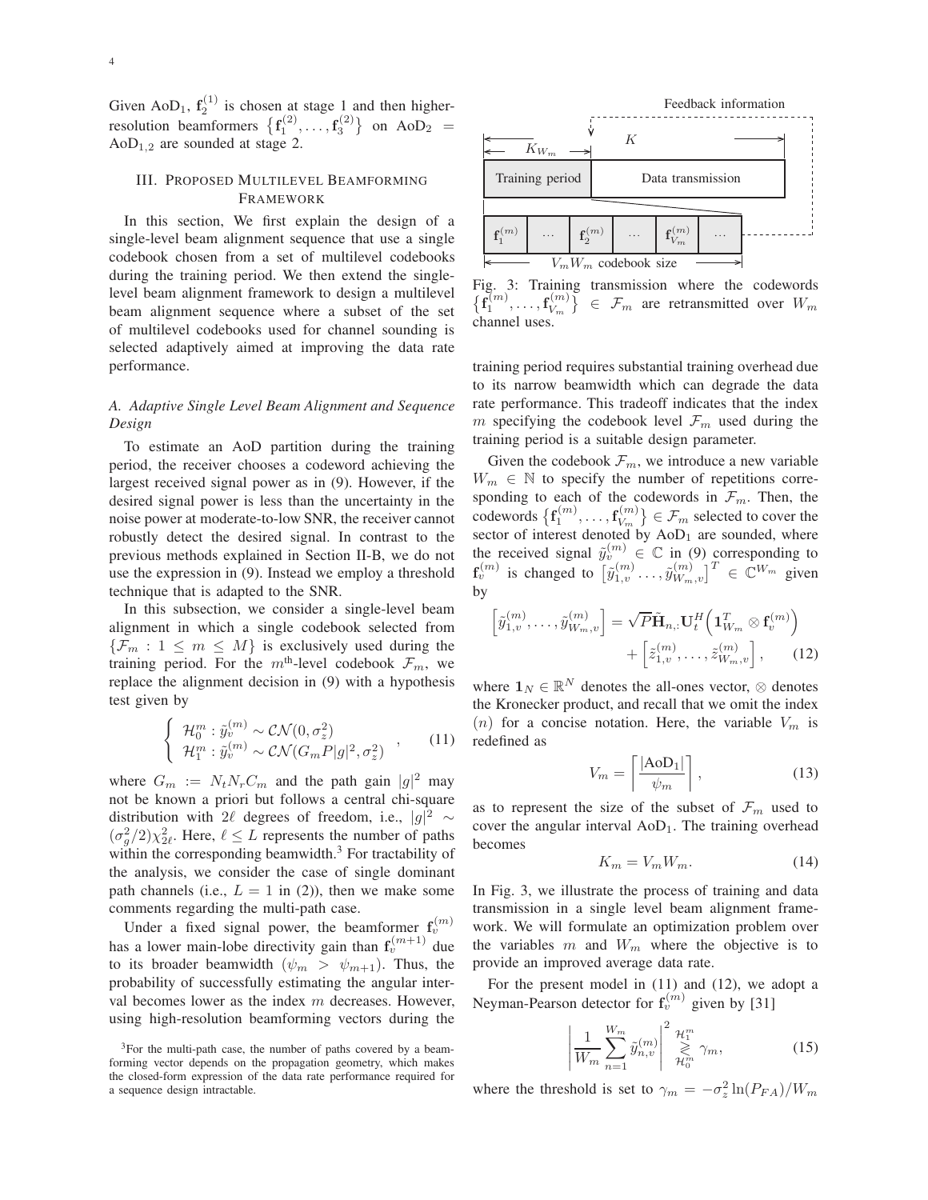Given $\mathrm{AoD}_1$, $\mathbf{f}_2^{(1)}$ is chosen at stage 1 and then higher-resolution beamformers $\{\mathbf{f}_1^{(2)}, \ldots, \mathbf{f}_3^{(2)}\}$ on $\mathrm{AoD}_2 = \mathrm{AoD}_{1,2}$ are sounded at stage 2.

## III. Proposed Multilevel Beamforming Framework

In this section, We first explain the design of a single-level beam alignment sequence that use a single codebook chosen from a set of multilevel codebooks during the training period. We then extend the single-level beam alignment framework to design a multilevel beam alignment sequence where a subset of the set of multilevel codebooks used for channel sounding is selected adaptively aimed at improving the data rate performance.

### A. Adaptive Single Level Beam Alignment and Sequence Design

To estimate an AoD partition during the training period, the receiver chooses a codeword achieving the largest received signal power as in (9). However, if the desired signal power is less than the uncertainty in the noise power at moderate-to-low SNR, the receiver cannot robustly detect the desired signal. In contrast to the previous methods explained in Section II-B, we do not use the expression in (9). Instead we employ a threshold technique that is adapted to the SNR.

In this subsection, we consider a single-level beam alignment in which a single codebook selected from $\{\mathcal{F}_m : 1 \leq m \leq M\}$ is exclusively used during the training period. For the $m^{\text{th}}$-level codebook $\mathcal{F}_m$, we replace the alignment decision in (9) with a hypothesis test given by

$$\begin{cases} \mathcal{H}_0^m : \tilde{y}_v^{(m)} \sim \mathcal{CN}(0, \sigma_z^2) \\ \mathcal{H}_1^m : \tilde{y}_v^{(m)} \sim \mathcal{CN}(G_m P |g|^2, \sigma_z^2) \end{cases}, \quad (11)$$

where $G_m := N_t N_r C_m$ and the path gain $|g|^2$ may not be known a priori but follows a central chi-square distribution with $2\ell$ degrees of freedom, i.e., $|g|^2 \sim (\sigma_g^2/2)\chi_{2\ell}^2$. Here, $\ell \leq L$ represents the number of paths within the corresponding beamwidth.[3] For tractability of the analysis, we consider the case of single dominant path channels (i.e., $L = 1$ in (2)), then we make some comments regarding the multi-path case.

Under a fixed signal power, the beamformer $\mathbf{f}_v^{(m)}$ has a lower main-lobe directivity gain than $\mathbf{f}_v^{(m+1)}$ due to its broader beamwidth ($\psi_m > \psi_{m+1}$). Thus, the probability of successfully estimating the angular interval becomes lower as the index $m$ decreases. However, using high-resolution beamforming vectors during the training period requires substantial training overhead due to its narrow beamwidth which can degrade the data rate performance. This tradeoff indicates that the index $m$ specifying the codebook level $\mathcal{F}_m$ used during the training period is a suitable design parameter.

Given the codebook $\mathcal{F}_m$, we introduce a new variable $W_m \in \mathbb{N}$ to specify the number of repetitions corresponding to each of the codewords in $\mathcal{F}_m$. Then, the codewords $\{\mathbf{f}_1^{(m)}, \ldots, \mathbf{f}_{V_m}^{(m)}\} \in \mathcal{F}_m$ selected to cover the sector of interest denoted by $\mathrm{AoD}_1$ are sounded, where the received signal $\tilde{y}_v^{(m)} \in \mathbb{C}$ in (9) corresponding to $\mathbf{f}_v^{(m)}$ is changed to $\left[\tilde{y}_{1,v}^{(m)} \ldots, \tilde{y}_{W_m,v}^{(m)}\right]^T \in \mathbb{C}^{W_m}$ given by

$$\left[\tilde{y}_{1,v}^{(m)}, \ldots, \tilde{y}_{W_m,v}^{(m)}\right] = \sqrt{P}\tilde{\mathbf{H}}_{n_r:}\mathbf{U}_t^H\left(\mathbf{1}_{W_m}^T \otimes \mathbf{f}_v^{(m)}\right) + \left[\tilde{z}_{1,v}^{(m)}, \ldots, \tilde{z}_{W_m,v}^{(m)}\right], \quad (12)$$

where $\mathbf{1}_N \in \mathbb{R}^N$ denotes the all-ones vector, $\otimes$ denotes the Kronecker product, and recall that we omit the index $(n)$ for a concise notation. Here, the variable $V_m$ is redefined as

$$V_m = \left\lceil \frac{|\mathrm{AoD}_1|}{\psi_m} \right\rceil, \quad (13)$$

as to represent the size of the subset of $\mathcal{F}_m$ used to cover the angular interval $\mathrm{AoD}_1$. The training overhead becomes

$$K_m = V_m W_m. \quad (14)$$

In Fig. 3, we illustrate the process of training and data transmission in a single level beam alignment framework. We will formulate an optimization problem over the variables $m$ and $W_m$ where the objective is to provide an improved average data rate.

Fig. 3: Training transmission where the codewords $\{\mathbf{f}_1^{(m)}, \ldots, \mathbf{f}_{V_m}^{(m)}\} \in \mathcal{F}_m$ are retransmitted over $W_m$ channel uses.

For the present model in (11) and (12), we adopt a Neyman-Pearson detector for $\mathbf{f}_v^{(m)}$ given by [31]

$$\left| \frac{1}{W_m} \sum_{n=1}^{W_m} \tilde{y}_{n,v}^{(m)} \right|^2 \underset{\mathcal{H}_0^m}{\overset{\mathcal{H}_1^m}{\gtrless}} \gamma_m, \quad (15)$$

where the threshold is set to $\gamma_m = -\sigma_z^2 \ln(P_{FA})/W_m$

[3] For the multi-path case, the number of paths covered by a beamforming vector depends on the propagation geometry, which makes the closed-form expression of the data rate performance required for a sequence design intractable.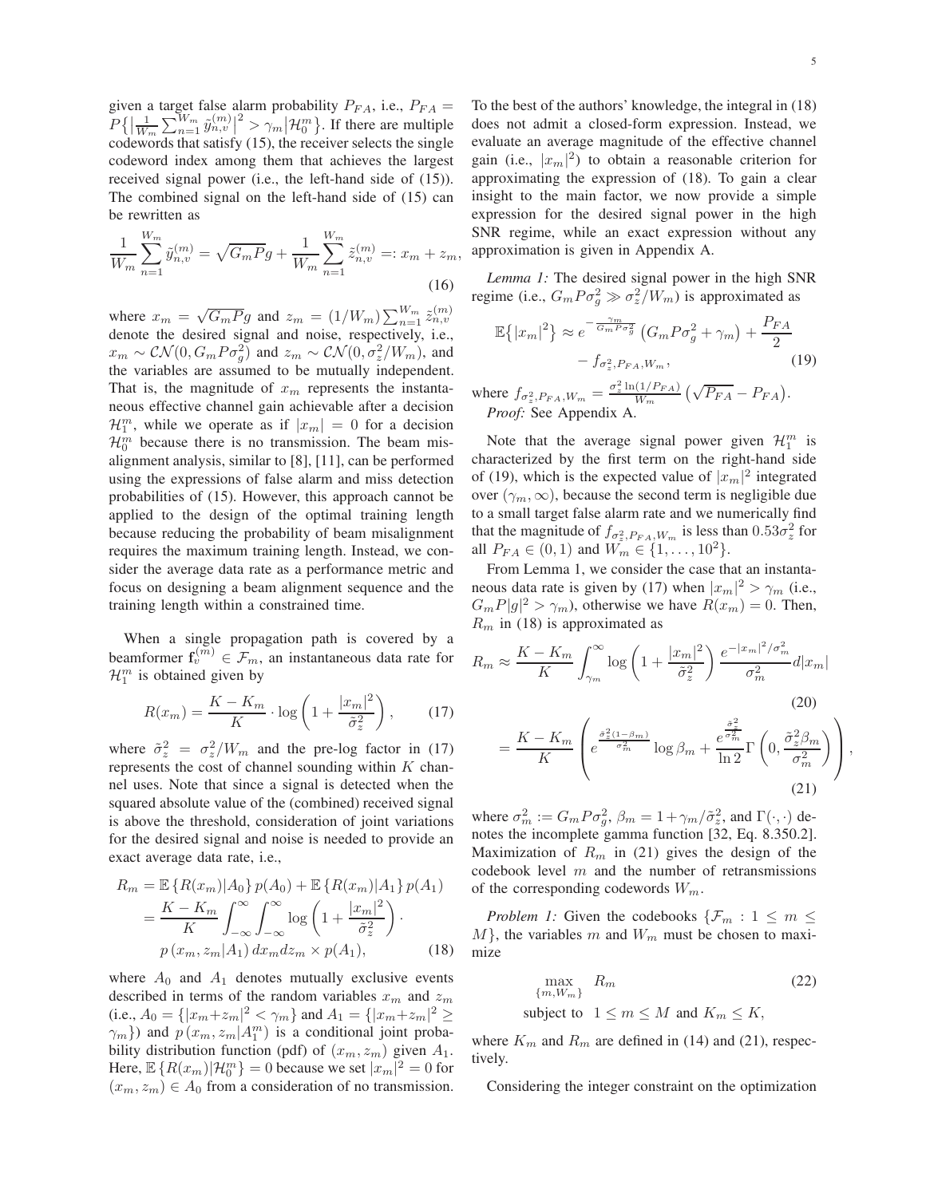given a target false alarm probability $P_{FA}$, i.e., $P_{FA} = P\{\left|\frac{1}{W_m}\sum_{n=1}^{W_m}\tilde{y}_{n,v}^{(m)}\right|^2 > \gamma_m \big| \mathcal{H}_0^m\}$. If there are multiple codewords that satisfy (15), the receiver selects the single codeword index among them that achieves the largest received signal power (i.e., the left-hand side of (15)). The combined signal on the left-hand side of (15) can be rewritten as

$$\frac{1}{W_m}\sum_{n=1}^{W_m}\tilde{y}_{n,v}^{(m)} = \sqrt{G_m P}g + \frac{1}{W_m}\sum_{n=1}^{W_m}\tilde{z}_{n,v}^{(m)} =: x_m + z_m, \tag{16}$$

where $x_m = \sqrt{G_m P}g$ and $z_m = (1/W_m)\sum_{n=1}^{W_m}\tilde{z}_{n,v}^{(m)}$ denote the desired signal and noise, respectively, i.e., $x_m \sim \mathcal{CN}(0, G_m P\sigma_g^2)$ and $z_m \sim \mathcal{CN}(0, \sigma_z^2/W_m)$, and the variables are assumed to be mutually independent. That is, the magnitude of $x_m$ represents the instantaneous effective channel gain achievable after a decision $\mathcal{H}_1^m$, while we operate as if $|x_m| = 0$ for a decision $\mathcal{H}_0^m$ because there is no transmission. The beam misalignment analysis, similar to [8], [11], can be performed using the expressions of false alarm and miss detection probabilities of (15). However, this approach cannot be applied to the design of the optimal training length because reducing the probability of beam misalignment requires the maximum training length. Instead, we consider the average data rate as a performance metric and focus on designing a beam alignment sequence and the training length within a constrained time.

When a single propagation path is covered by a beamformer $\mathbf{f}_v^{(m)} \in \mathcal{F}_m$, an instantaneous data rate for $\mathcal{H}_1^m$ is obtained given by

$$R(x_m) = \frac{K - K_m}{K} \cdot \log\left(1 + \frac{|x_m|^2}{\tilde{\sigma}_z^2}\right), \tag{17}$$

where $\tilde{\sigma}_z^2 = \sigma_z^2/W_m$ and the pre-log factor in (17) represents the cost of channel sounding within $K$ channel uses. Note that since a signal is detected when the squared absolute value of the (combined) received signal is above the threshold, consideration of joint variations for the desired signal and noise is needed to provide an exact average data rate, i.e.,

$$\begin{aligned}
R_m &= \mathbb{E}\left\{R(x_m)|A_0\right\}p(A_0) + \mathbb{E}\left\{R(x_m)|A_1\right\}p(A_1) \\
&= \frac{K - K_m}{K}\int_{-\infty}^{\infty}\int_{-\infty}^{\infty}\log\left(1 + \frac{|x_m|^2}{\tilde{\sigma}_z^2}\right)\cdot \\
&\qquad p\left(x_m, z_m|A_1\right)dx_m dz_m \times p(A_1),
\end{aligned} \tag{18}$$

where $A_0$ and $A_1$ denotes mutually exclusive events described in terms of the random variables $x_m$ and $z_m$ (i.e., $A_0 = \{|x_m + z_m|^2 < \gamma_m\}$ and $A_1 = \{|x_m + z_m|^2 \geq \gamma_m\}$) and $p\left(x_m, z_m|A_1^m\right)$ is a conditional joint probability distribution function (pdf) of $(x_m, z_m)$ given $A_1$. Here, $\mathbb{E}\left\{R(x_m)|\mathcal{H}_0^m\right\} = 0$ because we set $|x_m|^2 = 0$ for $(x_m, z_m) \in A_0$ from a consideration of no transmission.

To the best of the authors' knowledge, the integral in (18) does not admit a closed-form expression. Instead, we evaluate an average magnitude of the effective channel gain (i.e., $|x_m|^2$) to obtain a reasonable criterion for approximating the expression of (18). To gain a clear insight to the main factor, we now provide a simple expression for the desired signal power in the high SNR regime, while an exact expression without any approximation is given in Appendix A.

*Lemma 1:* The desired signal power in the high SNR regime (i.e., $G_m P\sigma_g^2 \gg \sigma_z^2/W_m$) is approximated as

$$\begin{aligned}
\mathbb{E}\left\{|x_m|^2\right\} \approx\ & e^{-\frac{\gamma_m}{G_m P\sigma_g^2}}\left(G_m P\sigma_g^2 + \gamma_m\right) + \frac{P_{FA}}{2} \\
& - f_{\sigma_z^2, P_{FA}, W_m},
\end{aligned} \tag{19}$$

where $f_{\sigma_z^2, P_{FA}, W_m} = \frac{\sigma_z^2\ln(1/P_{FA})}{W_m}\left(\sqrt{P_{FA}} - P_{FA}\right)$.

*Proof:* See Appendix A.

Note that the average signal power given $\mathcal{H}_1^m$ is characterized by the first term on the right-hand side of (19), which is the expected value of $|x_m|^2$ integrated over $(\gamma_m, \infty)$, because the second term is negligible due to a small target false alarm rate and we numerically find that the magnitude of $f_{\sigma_z^2, P_{FA}, W_m}$ is less than $0.53\sigma_z^2$ for all $P_{FA} \in (0, 1)$ and $W_m \in \{1, \ldots, 10^2\}$.

From Lemma 1, we consider the case that an instantaneous data rate is given by (17) when $|x_m|^2 > \gamma_m$ (i.e., $G_m P|g|^2 > \gamma_m$), otherwise we have $R(x_m) = 0$. Then, $R_m$ in (18) is approximated as

$$R_m \approx \frac{K - K_m}{K}\int_{\gamma_m}^{\infty}\log\left(1 + \frac{|x_m|^2}{\tilde{\sigma}_z^2}\right)\frac{e^{-|x_m|^2/\sigma_m^2}}{\sigma_m^2}d|x_m| \tag{20}$$

$$= \frac{K - K_m}{K}\left(e^{\frac{\tilde{\sigma}_z^2(1-\beta_m)}{\sigma_m^2}}\log\beta_m + \frac{e^{\frac{\tilde{\sigma}_z^2}{\sigma_m^2}}}{\ln 2}\Gamma\left(0, \frac{\tilde{\sigma}_z^2\beta_m}{\sigma_m^2}\right)\right), \tag{21}$$

where $\sigma_m^2 := G_m P\sigma_g^2$, $\beta_m = 1 + \gamma_m/\tilde{\sigma}_z^2$, and $\Gamma(\cdot, \cdot)$ denotes the incomplete gamma function [32, Eq. 8.350.2]. Maximization of $R_m$ in (21) gives the design of the codebook level $m$ and the number of retransmissions of the corresponding codewords $W_m$.

*Problem 1:* Given the codebooks $\{\mathcal{F}_m : 1 \leq m \leq M\}$, the variables $m$ and $W_m$ must be chosen to maximize

$$\begin{aligned}
&\max_{\{m, W_m\}} \quad R_m \\
&\text{subject to} \quad 1 \leq m \leq M \text{ and } K_m \leq K,
\end{aligned} \tag{22}$$

where $K_m$ and $R_m$ are defined in (14) and (21), respectively.

Considering the integer constraint on the optimization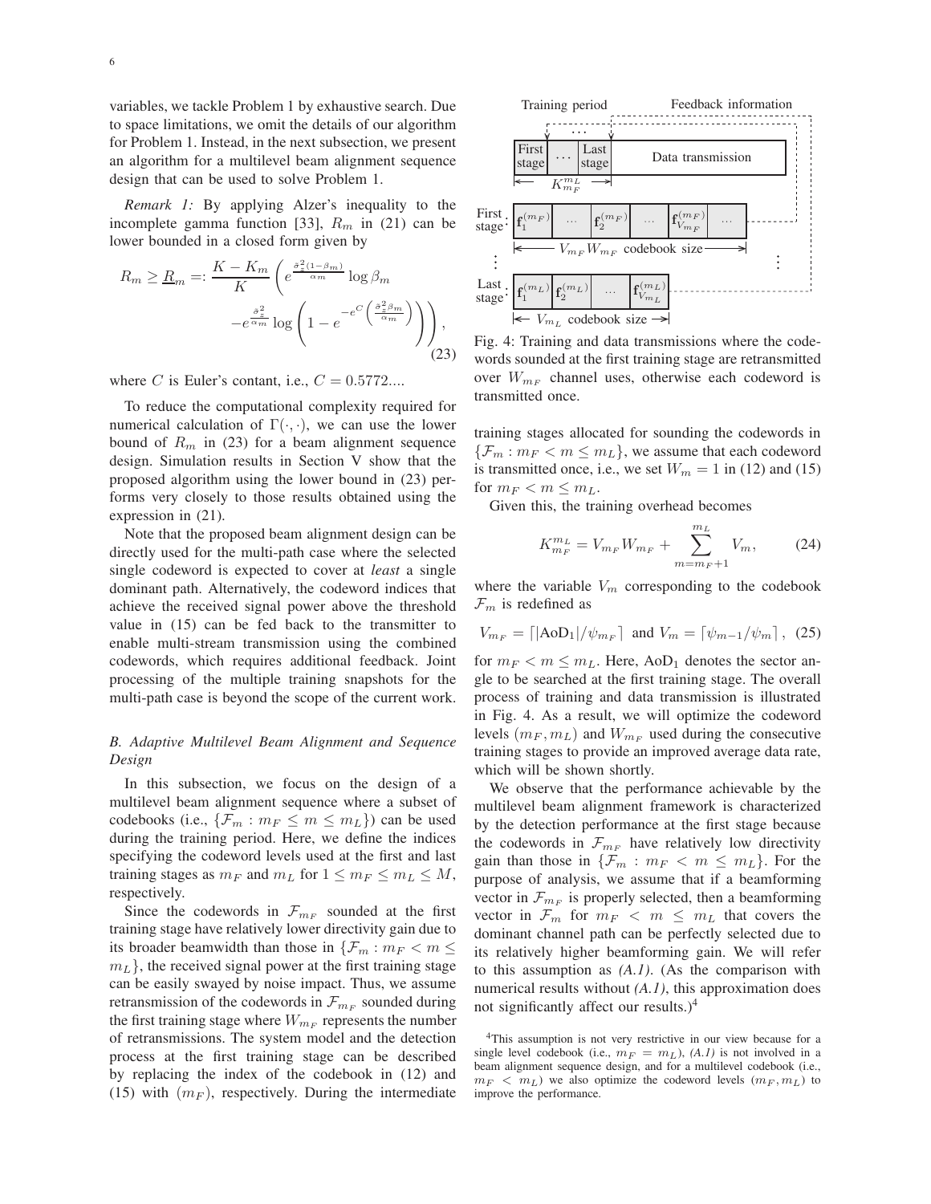variables, we tackle Problem 1 by exhaustive search. Due to space limitations, we omit the details of our algorithm for Problem 1. Instead, in the next subsection, we present an algorithm for a multilevel beam alignment sequence design that can be used to solve Problem 1.

*Remark 1:* By applying Alzer's inequality to the incomplete gamma function [33], $R_m$ in (21) can be lower bounded in a closed form given by

$$R_m \geq \underline{R}_m =: \frac{K-K_m}{K}\left(e^{\frac{\hat{\sigma}_z^2(1-\beta_m)}{\alpha_m}}\log\beta_m - e^{\frac{\hat{\sigma}_z^2}{\alpha_m}}\log\left(1-e^{-e^{C}\left(\frac{\hat{\sigma}_z^2\beta_m}{\alpha_m}\right)}\right)\right), \tag{23}$$

where $C$ is Euler's contant, i.e., $C = 0.5772....$

To reduce the computational complexity required for numerical calculation of $\Gamma(\cdot,\cdot)$, we can use the lower bound of $R_m$ in (23) for a beam alignment sequence design. Simulation results in Section V show that the proposed algorithm using the lower bound in (23) performs very closely to those results obtained using the expression in (21).

Note that the proposed beam alignment design can be directly used for the multi-path case where the selected single codeword is expected to cover at *least* a single dominant path. Alternatively, the codeword indices that achieve the received signal power above the threshold value in (15) can be fed back to the transmitter to enable multi-stream transmission using the combined codewords, which requires additional feedback. Joint processing of the multiple training snapshots for the multi-path case is beyond the scope of the current work.

### *B. Adaptive Multilevel Beam Alignment and Sequence Design*

In this subsection, we focus on the design of a multilevel beam alignment sequence where a subset of codebooks (i.e., $\{\mathcal{F}_m : m_F \leq m \leq m_L\}$) can be used during the training period. Here, we define the indices specifying the codeword levels used at the first and last training stages as $m_F$ and $m_L$ for $1 \leq m_F \leq m_L \leq M$, respectively.

Since the codewords in $\mathcal{F}_{m_F}$ sounded at the first training stage have relatively lower directivity gain due to its broader beamwidth than those in $\{\mathcal{F}_m : m_F < m \leq m_L\}$, the received signal power at the first training stage can be easily swayed by noise impact. Thus, we assume retransmission of the codewords in $\mathcal{F}_{m_F}$ sounded during the first training stage where $W_{m_F}$ represents the number of retransmissions. The system model and the detection process at the first training stage can be described by replacing the index of the codebook in (12) and (15) with $(m_F)$, respectively. During the intermediate training stages allocated for sounding the codewords in $\{\mathcal{F}_m : m_F < m \leq m_L\}$, we assume that each codeword is transmitted once, i.e., we set $W_m = 1$ in (12) and (15) for $m_F < m \leq m_L$.

Given this, the training overhead becomes

$$K_{m_F}^{m_L} = V_{m_F}W_{m_F} + \sum_{m=m_F+1}^{m_L} V_m, \tag{24}$$

where the variable $V_m$ corresponding to the codebook $\mathcal{F}_m$ is redefined as

$$V_{m_F} = \lceil |\text{AoD}_1|/\psi_{m_F} \rceil \text{ and } V_m = \lceil \psi_{m-1}/\psi_m \rceil, \tag{25}$$

for $m_F < m \leq m_L$. Here, $\text{AoD}_1$ denotes the sector angle to be searched at the first training stage. The overall process of training and data transmission is illustrated in Fig. 4. As a result, we will optimize the codeword levels $(m_F, m_L)$ and $W_{m_F}$ used during the consecutive training stages to provide an improved average data rate, which will be shown shortly.

Fig. 4: Training and data transmissions where the codewords sounded at the first training stage are retransmitted over $W_{m_F}$ channel uses, otherwise each codeword is transmitted once.

We observe that the performance achievable by the multilevel beam alignment framework is characterized by the detection performance at the first stage because the codewords in $\mathcal{F}_{m_F}$ have relatively low directivity gain than those in $\{\mathcal{F}_m : m_F < m \leq m_L\}$. For the purpose of analysis, we assume that if a beamforming vector in $\mathcal{F}_{m_F}$ is properly selected, then a beamforming vector in $\mathcal{F}_m$ for $m_F < m \leq m_L$ that covers the dominant channel path can be perfectly selected due to its relatively higher beamforming gain. We will refer to this assumption as *(A.1)*. (As the comparison with numerical results without *(A.1)*, this approximation does not significantly affect our results.)[4]

[4]This assumption is not very restrictive in our view because for a single level codebook (i.e., $m_F = m_L$), *(A.1)* is not involved in a beam alignment sequence design, and for a multilevel codebook (i.e., $m_F < m_L$) we also optimize the codeword levels $(m_F, m_L)$ to improve the performance.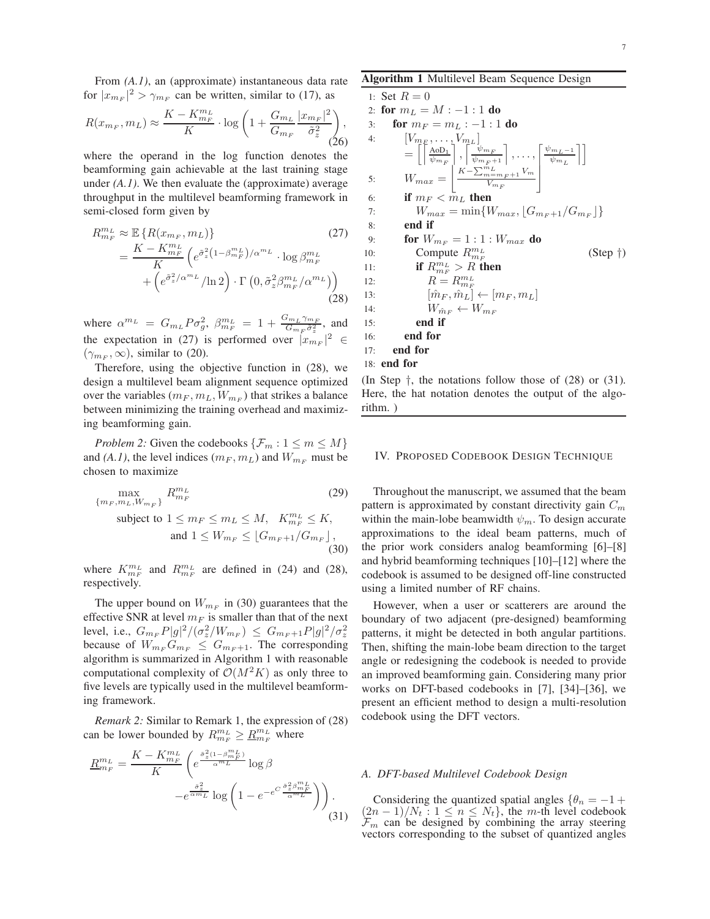From *(A.1)*, an (approximate) instantaneous data rate for $|x_{m_F}|^2 > \gamma_{m_F}$ can be written, similar to (17), as

$$R(x_{m_F}, m_L) \approx \frac{K - K_{m_F}^{m_L}}{K} \cdot \log\left(1 + \frac{G_{m_L}}{G_{m_F}} \frac{|x_{m_F}|^2}{\tilde{\sigma}_z^2}\right), \tag{26}$$

where the operand in the log function denotes the beamforming gain achievable at the last training stage under *(A.1)*. We then evaluate the (approximate) average throughput in the multilevel beamforming framework in semi-closed form given by

$$\begin{aligned} R_{m_F}^{m_L} &\approx \mathbb{E}\{R(x_{m_F}, m_L)\} \qquad (27)\\ &= \frac{K - K_{m_F}^{m_L}}{K} \Big( e^{\tilde{\sigma}_z^2 (1 - \beta_{m_F}^{m_L})/\alpha^{m_L}} \cdot \log \beta_{m_F}^{m_L} \\ &\quad + \left( e^{\tilde{\sigma}_z^2/\alpha^{m_L}} / \ln 2 \right) \cdot \Gamma\left(0, \tilde{\sigma}_z^2 \beta_{m_F}^{m_L}/\alpha^{m_L}\right) \Big) \qquad (28) \end{aligned}$$

where $\alpha^{m_L} = G_{m_L} P \sigma_g^2$, $\beta_{m_F}^{m_L} = 1 + \frac{G_{m_L}\gamma_{m_F}}{G_{m_F}\tilde{\sigma}_z^2}$, and the expectation in (27) is performed over $|x_{m_F}|^2 \in (\gamma_{m_F}, \infty)$, similar to (20).

Therefore, using the objective function in (28), we design a multilevel beam alignment sequence optimized over the variables $(m_F, m_L, W_{m_F})$ that strikes a balance between minimizing the training overhead and maximizing beamforming gain.

*Problem 2:* Given the codebooks $\{\mathcal{F}_m : 1 \leq m \leq M\}$ and *(A.1)*, the level indices $(m_F, m_L)$ and $W_{m_F}$ must be chosen to maximize

$$\max_{\{m_F, m_L, W_{m_F}\}} \; R_{m_F}^{m_L} \tag{29}$$

$$\begin{aligned} \text{subject to } & 1 \leq m_F \leq m_L \leq M, \quad K_{m_F}^{m_L} \leq K, \\ & \text{and } 1 \leq W_{m_F} \leq \lfloor G_{m_F+1}/G_{m_F} \rfloor, \end{aligned} \tag{30}$$

where $K_{m_F}^{m_L}$ and $R_{m_F}^{m_L}$ are defined in (24) and (28), respectively.

The upper bound on $W_{m_F}$ in (30) guarantees that the effective SNR at level $m_F$ is smaller than that of the next level, i.e., $G_{m_F} P |g|^2/(\sigma_z^2/W_{m_F}) \leq G_{m_F+1} P |g|^2/\sigma_z^2$ because of $W_{m_F} G_{m_F} \leq G_{m_F+1}$. The corresponding algorithm is summarized in Algorithm 1 with reasonable computational complexity of $\mathcal{O}(M^2 K)$ as only three to five levels are typically used in the multilevel beamforming framework.

*Remark 2:* Similar to Remark 1, the expression of (28) can be lower bounded by $R_{m_F}^{m_L} \geq \underline{R}_{m_F}^{m_L}$ where

$$\begin{aligned} \underline{R}_{m_F}^{m_L} = \frac{K - K_{m_F}^{m_L}}{K} \Bigg( & e^{\frac{\tilde{\sigma}_z^2 (1 - \beta_{m_F}^{m_L})}{\alpha^{m_L}}} \log \beta \\ & - e^{\frac{\tilde{\sigma}_z^2}{\alpha^{m_L}}} \log\left(1 - e^{-e^{C} \frac{\tilde{\sigma}_z^2 \beta_{m_F}^{m_L}}{\alpha^{m_L}}}\right) \Bigg). \end{aligned} \tag{31}$$

**Algorithm 1** Multilevel Beam Sequence Design

```
1: Set R = 0
2: for m_L = M : −1 : 1 do
3:   for m_F = m_L : −1 : 1 do
4:     [V_{m_F}, ..., V_{m_L}]
         = [ ⌈AoD_1/ψ_{m_F}⌉, ⌈ψ_{m_F}/ψ_{m_F+1}⌉, ..., ⌈ψ_{m_L−1}/ψ_{m_L}⌉ ]
5:     W_max = ⌊ (K − Σ_{m=m_F+1}^{m_L} V_m) / V_{m_F} ⌋
6:     if m_F < m_L then
7:       W_max = min{W_max, ⌊G_{m_F+1}/G_{m_F}⌋}
8:     end if
9:     for W_{m_F} = 1 : 1 : W_max do
10:      Compute R_{m_F}^{m_L}                    (Step †)
11:      if R_{m_F}^{m_L} > R then
12:        R = R_{m_F}^{m_L}
13:        [m̂_F, m̂_L] ← [m_F, m_L]
14:        W_{m̂_F} ← W_{m_F}
15:      end if
16:    end for
17:  end for
18: end for
```

(In Step †, the notations follow those of (28) or (31). Here, the hat notation denotes the output of the algorithm. )

## IV. Proposed Codebook Design Technique

Throughout the manuscript, we assumed that the beam pattern is approximated by constant directivity gain $C_m$ within the main-lobe beamwidth $\psi_m$. To design accurate approximations to the ideal beam patterns, much of the prior work considers analog beamforming [6]–[8] and hybrid beamforming techniques [10]–[12] where the codebook is assumed to be designed off-line constructed using a limited number of RF chains.

However, when a user or scatterers are around the boundary of two adjacent (pre-designed) beamforming patterns, it might be detected in both angular partitions. Then, shifting the main-lobe beam direction to the target angle or redesigning the codebook is needed to provide an improved beamforming gain. Considering many prior works on DFT-based codebooks in [7], [34]–[36], we present an efficient method to design a multi-resolution codebook using the DFT vectors.

### A. DFT-based Multilevel Codebook Design

Considering the quantized spatial angles $\{\theta_n = -1 + (2n-1)/N_t : 1 \leq n \leq N_t\}$, the $m$-th level codebook $\mathcal{F}_m$ can be designed by combining the array steering vectors corresponding to the subset of quantized angles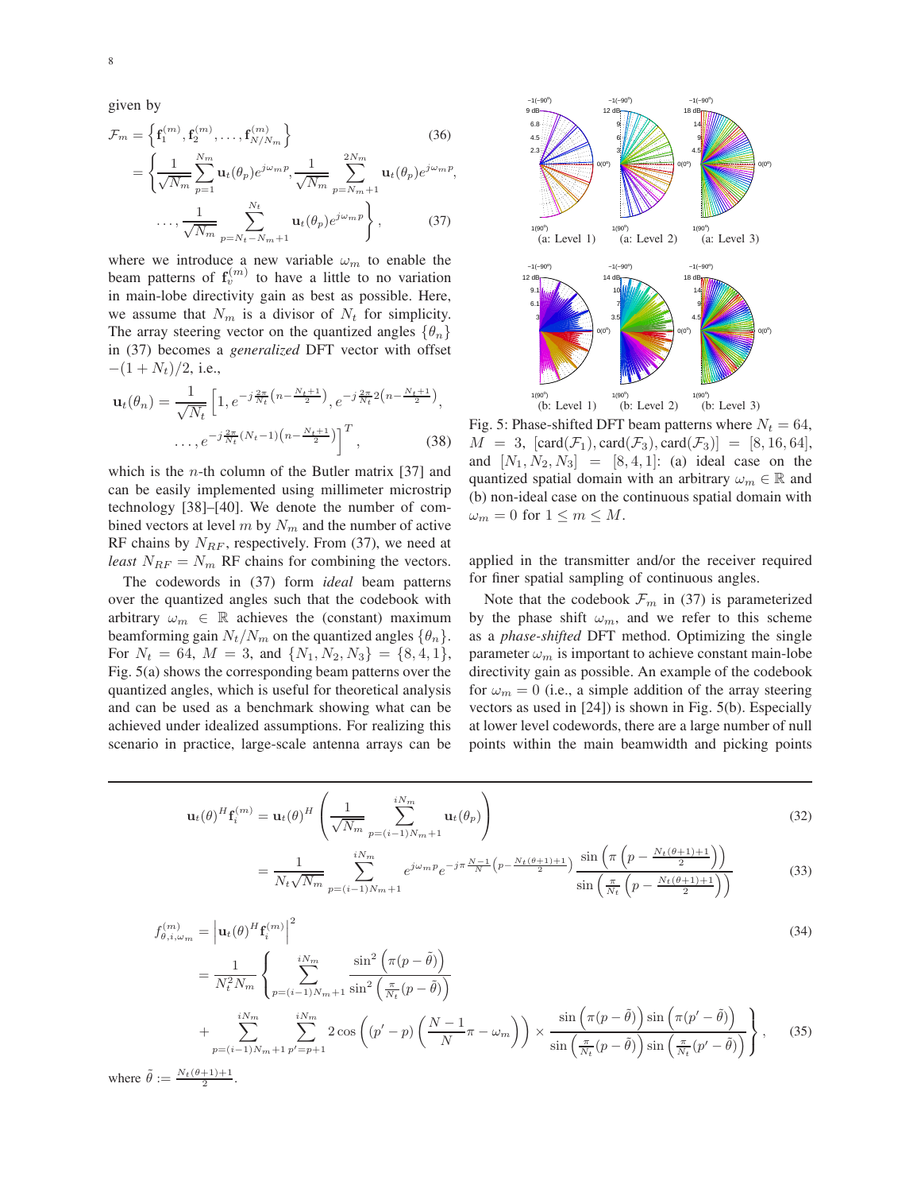given by

$$
\begin{aligned}
\mathcal{F}_m &= \left\{\mathbf{f}_1^{(m)}, \mathbf{f}_2^{(m)}, \ldots, \mathbf{f}_{N/N_m}^{(m)}\right\} &(36)\\
&= \Bigg\{\frac{1}{\sqrt{N_m}}\sum_{p=1}^{N_m}\mathbf{u}_t(\theta_p)e^{j\omega_m p}, \frac{1}{\sqrt{N_m}}\sum_{p=N_m+1}^{2N_m}\mathbf{u}_t(\theta_p)e^{j\omega_m p},\\
&\quad \ldots, \frac{1}{\sqrt{N_m}}\sum_{p=N_t-N_m+1}^{N_t}\mathbf{u}_t(\theta_p)e^{j\omega_m p}\Bigg\}, &(37)
\end{aligned}
$$

where we introduce a new variable $\omega_m$ to enable the beam patterns of $\mathbf{f}_v^{(m)}$ to have a little to no variation in main-lobe directivity gain as best as possible. Here, we assume that $N_m$ is a divisor of $N_t$ for simplicity. The array steering vector on the quantized angles $\{\theta_n\}$ in (37) becomes a *generalized* DFT vector with offset $-(1+N_t)/2$, i.e.,

$$
\begin{aligned}
\mathbf{u}_t(\theta_n) = \frac{1}{\sqrt{N_t}}\Big[1, e^{-j\frac{2\pi}{N_t}\left(n-\frac{N_t+1}{2}\right)}, e^{-j\frac{2\pi}{N_t}2\left(n-\frac{N_t+1}{2}\right)},\\
\ldots, e^{-j\frac{2\pi}{N_t}(N_t-1)\left(n-\frac{N_t+1}{2}\right)}\Big]^T, \quad (38)
\end{aligned}
$$

which is the $n$-th column of the Butler matrix [37] and can be easily implemented using millimeter microstrip technology [38]–[40]. We denote the number of combined vectors at level $m$ by $N_m$ and the number of active RF chains by $N_{RF}$, respectively. From (37), we need at *least* $N_{RF} = N_m$ RF chains for combining the vectors.

The codewords in (37) form *ideal* beam patterns over the quantized angles such that the codebook with arbitrary $\omega_m \in \mathbb{R}$ achieves the (constant) maximum beamforming gain $N_t/N_m$ on the quantized angles $\{\theta_n\}$. For $N_t = 64$, $M = 3$, and $\{N_1, N_2, N_3\} = \{8, 4, 1\}$, Fig. 5(a) shows the corresponding beam patterns over the quantized angles, which is useful for theoretical analysis and can be used as a benchmark showing what can be achieved under idealized assumptions. For realizing this scenario in practice, large-scale antenna arrays can be applied in the transmitter and/or the receiver required for finer spatial sampling of continuous angles.

Fig. 5: Phase-shifted DFT beam patterns where $N_t = 64$, $M = 3$, $[\text{card}(\mathcal{F}_1), \text{card}(\mathcal{F}_3), \text{card}(\mathcal{F}_3)] = [8, 16, 64]$, and $[N_1, N_2, N_3] = [8, 4, 1]$: (a) ideal case on the quantized spatial domain with an arbitrary $\omega_m \in \mathbb{R}$ and (b) non-ideal case on the continuous spatial domain with $\omega_m = 0$ for $1 \le m \le M$.

Note that the codebook $\mathcal{F}_m$ in (37) is parameterized by the phase shift $\omega_m$, and we refer to this scheme as a *phase-shifted* DFT method. Optimizing the single parameter $\omega_m$ is important to achieve constant main-lobe directivity gain as possible. An example of the codebook for $\omega_m = 0$ (i.e., a simple addition of the array steering vectors as used in [24]) is shown in Fig. 5(b). Especially at lower level codewords, there are a large number of null points within the main beamwidth and picking points

$$
\begin{aligned}
\mathbf{u}_t(\theta)^H\mathbf{f}_i^{(m)} &= \mathbf{u}_t(\theta)^H\left(\frac{1}{\sqrt{N_m}}\sum_{p=(i-1)N_m+1}^{iN_m}\mathbf{u}_t(\theta_p)\right) &(32)\\
&= \frac{1}{N_t\sqrt{N_m}}\sum_{p=(i-1)N_m+1}^{iN_m} e^{j\omega_m p}e^{-j\pi\frac{N-1}{N}\left(p-\frac{N_t(\theta+1)+1}{2}\right)}\frac{\sin\left(\pi\left(p-\frac{N_t(\theta+1)+1}{2}\right)\right)}{\sin\left(\frac{\pi}{N_t}\left(p-\frac{N_t(\theta+1)+1}{2}\right)\right)} &(33)
\end{aligned}
$$

$$
\begin{aligned}
f_{\theta,i,\omega_m}^{(m)} &= \left|\mathbf{u}_t(\theta)^H\mathbf{f}_i^{(m)}\right|^2 &(34)\\
&= \frac{1}{N_t^2 N_m}\Bigg\{\sum_{p=(i-1)N_m+1}^{iN_m}\frac{\sin^2\left(\pi(p-\tilde{\theta})\right)}{\sin^2\left(\frac{\pi}{N_t}(p-\tilde{\theta})\right)}\\
&\quad + \sum_{p=(i-1)N_m+1}^{iN_m}\sum_{p'=p+1}^{iN_m} 2\cos\left((p'-p)\left(\frac{N-1}{N}\pi-\omega_m\right)\right)\times\frac{\sin\left(\pi(p-\tilde{\theta})\right)\sin\left(\pi(p'-\tilde{\theta})\right)}{\sin\left(\frac{\pi}{N_t}(p-\tilde{\theta})\right)\sin\left(\frac{\pi}{N_t}(p'-\tilde{\theta})\right)}\Bigg\}, &(35)
\end{aligned}
$$

where $\tilde{\theta} := \frac{N_t(\theta+1)+1}{2}$.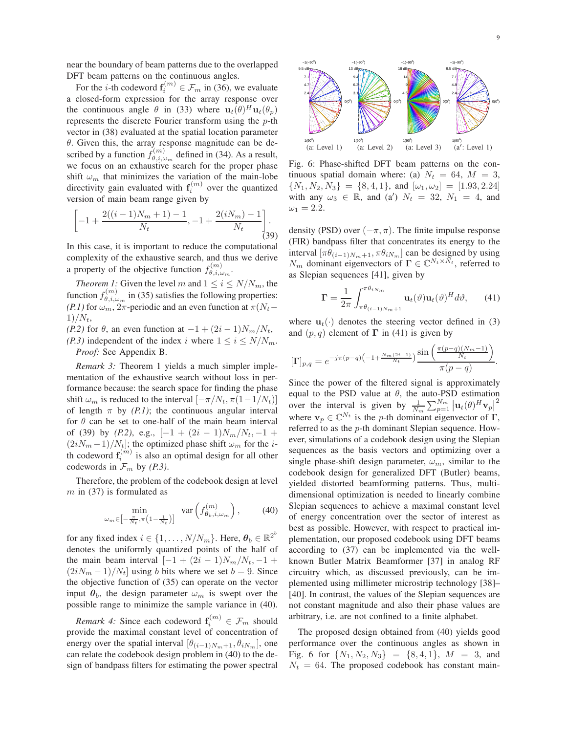near the boundary of beam patterns due to the overlapped DFT beam patterns on the continuous angles.

For the $i$-th codeword $\mathbf{f}_i^{(m)} \in \mathcal{F}_m$ in (36), we evaluate a closed-form expression for the array response over the continuous angle $\theta$ in (33) where $\mathbf{u}_t(\theta)^H \mathbf{u}_t(\theta_p)$ represents the discrete Fourier transform using the $p$-th vector in (38) evaluated at the spatial location parameter $\theta$. Given this, the array response magnitude can be described by a function $f_{\theta,i,\omega_m}^{(m)}$ defined in (34). As a result, we focus on an exhaustive search for the proper phase shift $\omega_m$ that minimizes the variation of the main-lobe directivity gain evaluated with $\mathbf{f}_i^{(m)}$ over the quantized version of main beam range given by

$$\left[-1+\frac{2((i-1)N_m+1)-1}{N_t}, -1+\frac{2(iN_m)-1}{N_t}\right]. \tag{39}$$

In this case, it is important to reduce the computational complexity of the exhaustive search, and thus we derive a property of the objective function $f_{\theta,i,\omega_m}^{(m)}$.

*Theorem 1:* Given the level $m$ and $1 \leq i \leq N/N_m$, the function $f_{\theta,i,\omega_m}^{(m)}$ in (35) satisfies the following properties:
*(P.1)* for $\omega_m$, $2\pi$-periodic and an even function at $\pi(N_t-1)/N_t$,
*(P.2)* for $\theta$, an even function at $-1+(2i-1)N_m/N_t$,
*(P.3)* independent of the index $i$ where $1 \leq i \leq N/N_m$.

*Proof:* See Appendix B.

*Remark 3:* Theorem 1 yields a much simpler implementation of the exhaustive search without loss in performance because: the search space for finding the phase shift $\omega_m$ is reduced to the interval $[-\pi/N_t, \pi(1-1/N_t)]$ of length $\pi$ by *(P.1)*; the continuous angular interval for $\theta$ can be set to one-half of the main beam interval of (39) by *(P.2)*, e.g., $[-1+(2i-1)N_m/N_t, -1+(2iN_m-1)/N_t]$; the optimized phase shift $\omega_m$ for the $i$-th codeword $\mathbf{f}_i^{(m)}$ is also an optimal design for all other codewords in $\mathcal{F}_m$ by *(P.3)*.

Therefore, the problem of the codebook design at level $m$ in (37) is formulated as

$$\min_{\omega_m \in \left[-\frac{\pi}{N_t}, \pi\left(1-\frac{1}{N_t}\right)\right]} \text{var}\left(f_{\boldsymbol{\theta}_b,i,\omega_m}^{(m)}\right), \tag{40}$$

for any fixed index $i \in \{1, \ldots, N/N_m\}$. Here, $\boldsymbol{\theta}_b \in \mathbb{R}^{2^b}$ denotes the uniformly quantized points of the half of the main beam interval $[-1+(2i-1)N_m/N_t, -1+(2iN_m-1)/N_t]$ using $b$ bits where we set $b=9$. Since the objective function of (35) can operate on the vector input $\boldsymbol{\theta}_b$, the design parameter $\omega_m$ is swept over the possible range to minimize the sample variance in (40).

*Remark 4:* Since each codeword $\mathbf{f}_i^{(m)} \in \mathcal{F}_m$ should provide the maximal constant level of concentration of energy over the spatial interval $[\theta_{(i-1)N_m+1}, \theta_{iN_m}]$, one can relate the codebook design problem in (40) to the design of bandpass filters for estimating the power spectral density (PSD) over $(-\pi, \pi)$. The finite impulse response (FIR) bandpass filter that concentrates its energy to the interval $[\pi\theta_{(i-1)N_m+1}, \pi\theta_{iN_m}]$ can be designed by using $N_m$ dominant eigenvectors of $\mathbf{\Gamma} \in \mathbb{C}^{N_t \times N_t}$, referred to as Slepian sequences [41], given by

$$\mathbf{\Gamma} = \frac{1}{2\pi}\int_{\pi\theta_{(i-1)N_m+1}}^{\pi\theta_{iN_m}} \mathbf{u}_t(\vartheta)\mathbf{u}_t(\vartheta)^H d\vartheta, \tag{41}$$

where $\mathbf{u}_t(\cdot)$ denotes the steering vector defined in (3) and $(p,q)$ element of $\mathbf{\Gamma}$ in (41) is given by

$$[\mathbf{\Gamma}]_{p,q} = e^{-j\pi(p-q)\left(-1+\frac{N_m(2i-1)}{N_t}\right)} \frac{\sin\left(\frac{\pi(p-q)(N_m-1)}{N_t}\right)}{\pi(p-q)}.$$

Since the power of the filtered signal is approximately equal to the PSD value at $\theta$, the auto-PSD estimation over the interval is given by $\frac{1}{N_m}\sum_{p=1}^{N_m}\left|\mathbf{u}_t(\theta)^H\mathbf{v}_p\right|^2$ where $\mathbf{v}_p \in \mathbb{C}^{N_t}$ is the $p$-th dominant eigenvector of $\mathbf{\Gamma}$, referred to as the $p$-th dominant Slepian sequence. However, simulations of a codebook design using the Slepian sequences as the basis vectors and optimizing over a single phase-shift design parameter, $\omega_m$, similar to the codebook design for generalized DFT (Butler) beams, yielded distorted beamforming patterns. Thus, multi-dimensional optimization is needed to linearly combine Slepian sequences to achieve a maximal constant level of energy concentration over the sector of interest as best as possible. However, with respect to practical implementation, our proposed codebook using DFT beams according to (37) can be implemented via the well-known Butler Matrix Beamformer [37] in analog RF circuitry which, as discussed previously, can be implemented using millimeter microstrip technology [38]–[40]. In contrast, the values of the Slepian sequences are not constant magnitude and also their phase values are arbitrary, i.e. are not confined to a finite alphabet.

Fig. 6: Phase-shifted DFT beam patterns on the continuous spatial domain where: (a) $N_t = 64$, $M = 3$, $\{N_1, N_2, N_3\} = \{8, 4, 1\}$, and $[\omega_1, \omega_2] = [1.93, 2.24]$ with any $\omega_3 \in \mathbb{R}$, and (a′) $N_t = 32$, $N_1 = 4$, and $\omega_1 = 2.2$.

The proposed design obtained from (40) yields good performance over the continuous angles as shown in Fig. 6 for $\{N_1, N_2, N_3\} = \{8, 4, 1\}$, $M = 3$, and $N_t = 64$. The proposed codebook has constant main-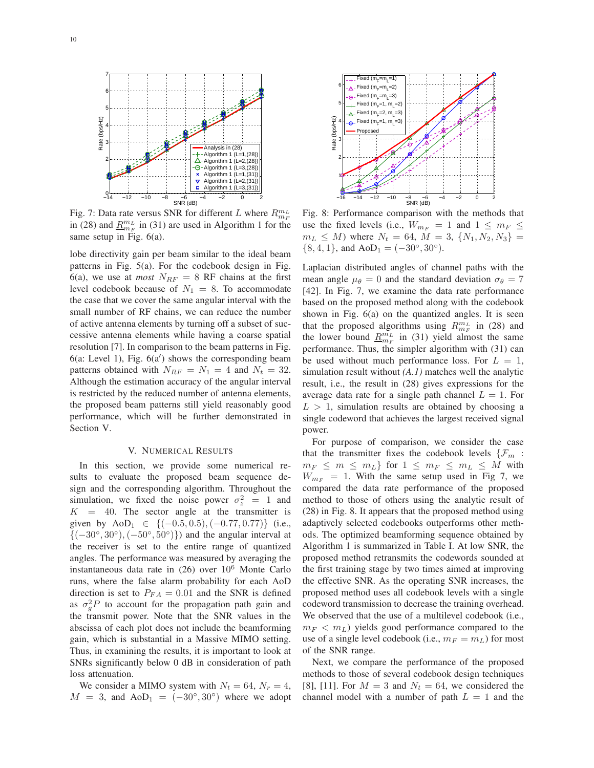Fig. 7: Data rate versus SNR for different $L$ where $R_{m_F}^{m_L}$ in (28) and $\underline{R}_{m_F}^{m_L}$ in (31) are used in Algorithm 1 for the same setup in Fig. 6(a).

Fig. 8: Performance comparison with the methods that use the fixed levels (i.e., $W_{m_F} = 1$ and $1 \leq m_F \leq m_L \leq M$) where $N_t = 64$, $M = 3$, $\{N_1, N_2, N_3\} = \{8, 4, 1\}$, and $\text{AoD}_1 = (-30^\circ, 30^\circ)$.

lobe directivity gain per beam similar to the ideal beam patterns in Fig. 5(a). For the codebook design in Fig. 6(a), we use at *most* $N_{RF} = 8$ RF chains at the first level codebook because of $N_1 = 8$. To accommodate the case that we cover the same angular interval with the small number of RF chains, we can reduce the number of active antenna elements by turning off a subset of successive antenna elements while having a coarse spatial resolution [7]. In comparison to the beam patterns in Fig. 6(a: Level 1), Fig. 6(a′) shows the corresponding beam patterns obtained with $N_{RF} = N_1 = 4$ and $N_t = 32$. Although the estimation accuracy of the angular interval is restricted by the reduced number of antenna elements, the proposed beam patterns still yield reasonably good performance, which will be further demonstrated in Section V.

## V. Numerical Results

In this section, we provide some numerical results to evaluate the proposed beam sequence design and the corresponding algorithm. Throughout the simulation, we fixed the noise power $\sigma_z^2 = 1$ and $K = 40$. The sector angle at the transmitter is given by $\text{AoD}_1 \in \{(-0.5, 0.5), (-0.77, 0.77)\}$ (i.e., $\{(-30^\circ, 30^\circ), (-50^\circ, 50^\circ)\}$) and the angular interval at the receiver is set to the entire range of quantized angles. The performance was measured by averaging the instantaneous data rate in (26) over $10^6$ Monte Carlo runs, where the false alarm probability for each AoD direction is set to $P_{FA} = 0.01$ and the SNR is defined as $\sigma_g^2 P$ to account for the propagation path gain and the transmit power. Note that the SNR values in the abscissa of each plot does not include the beamforming gain, which is substantial in a Massive MIMO setting. Thus, in examining the results, it is important to look at SNRs significantly below 0 dB in consideration of path loss attenuation.

We consider a MIMO system with $N_t = 64$, $N_r = 4$, $M = 3$, and $\text{AoD}_1 = (-30^\circ, 30^\circ)$ where we adopt Laplacian distributed angles of channel paths with the mean angle $\mu_\theta = 0$ and the standard deviation $\sigma_\theta = 7$ [42]. In Fig. 7, we examine the data rate performance based on the proposed method along with the codebook shown in Fig. 6(a) on the quantized angles. It is seen that the proposed algorithms using $R_{m_F}^{m_L}$ in (28) and the lower bound $\underline{R}_{m_F}^{m_L}$ in (31) yield almost the same performance. Thus, the simpler algorithm with (31) can be used without much performance loss. For $L = 1$, simulation result without *(A.1)* matches well the analytic result, i.e., the result in (28) gives expressions for the average data rate for a single path channel $L = 1$. For $L > 1$, simulation results are obtained by choosing a single codeword that achieves the largest received signal power.

For purpose of comparison, we consider the case that the transmitter fixes the codebook levels $\{\mathcal{F}_m : m_F \leq m \leq m_L\}$ for $1 \leq m_F \leq m_L \leq M$ with $W_{m_F} = 1$. With the same setup used in Fig 7, we compared the data rate performance of the proposed method to those of others using the analytic result of (28) in Fig. 8. It appears that the proposed method using adaptively selected codebooks outperforms other methods. The optimized beamforming sequence obtained by Algorithm 1 is summarized in Table I. At low SNR, the proposed method retransmits the codewords sounded at the first training stage by two times aimed at improving the effective SNR. As the operating SNR increases, the proposed method uses all codebook levels with a single codeword transmission to decrease the training overhead. We observed that the use of a multilevel codebook (i.e., $m_F < m_L$) yields good performance compared to the use of a single level codebook (i.e., $m_F = m_L$) for most of the SNR range.

Next, we compare the performance of the proposed methods to those of several codebook design techniques [8], [11]. For $M = 3$ and $N_t = 64$, we considered the channel model with a number of path $L = 1$ and the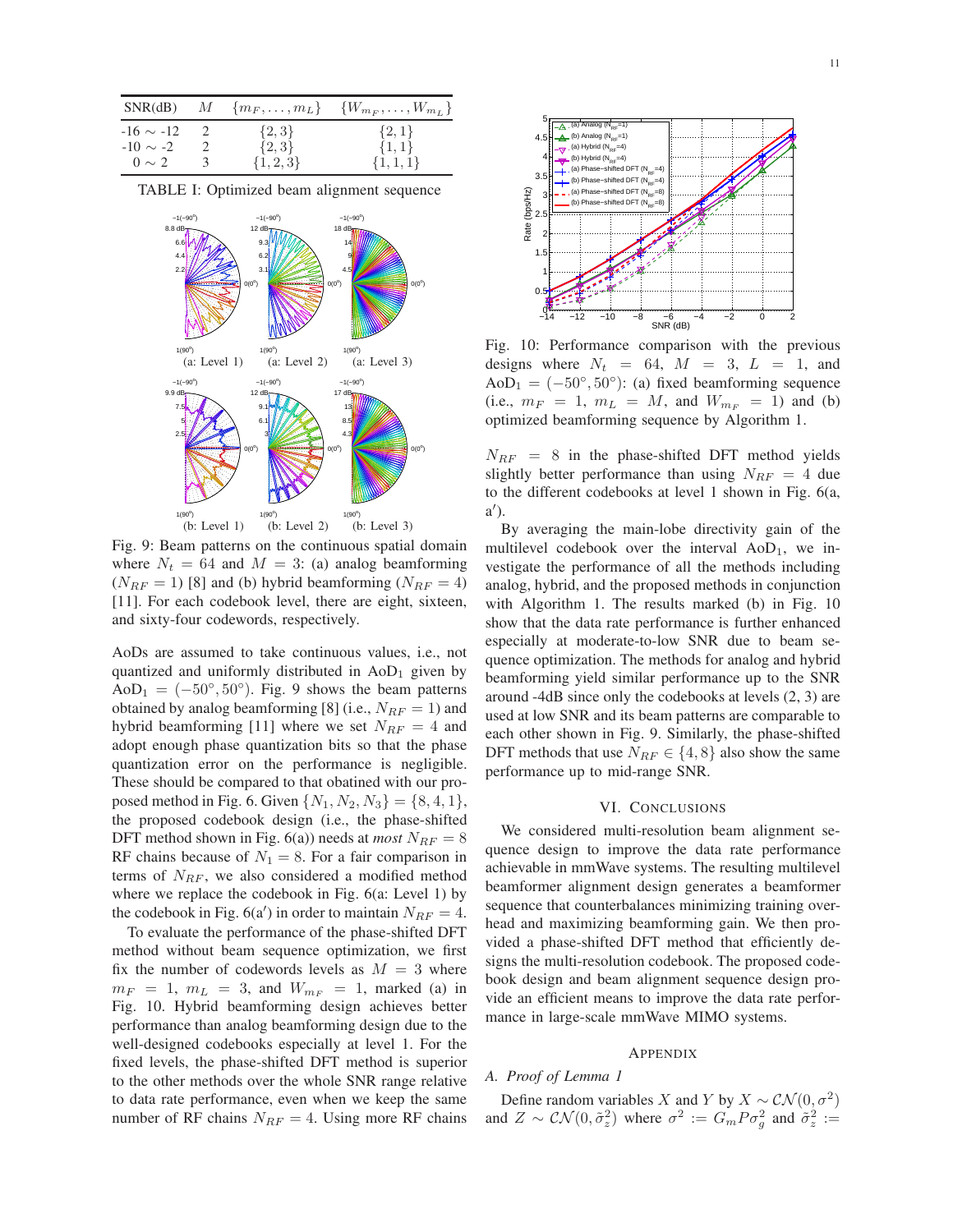| SNR(dB) | $M$ | $\{m_F, \ldots, m_L\}$ | $\{W_{m_F}, \ldots, W_{m_L}\}$ |
|---|---|---|---|
| -16 ∼ -12 | 2 | $\{2, 3\}$ | $\{2, 1\}$ |
| -10 ∼ -2 | 2 | $\{2, 3\}$ | $\{1, 1\}$ |
| 0 ∼ 2 | 3 | $\{1, 2, 3\}$ | $\{1, 1, 1\}$ |

TABLE I: Optimized beam alignment sequence

Fig. 9: Beam patterns on the continuous spatial domain where $N_t = 64$ and $M = 3$: (a) analog beamforming ($N_{RF} = 1$) [8] and (b) hybrid beamforming ($N_{RF} = 4$) [11]. For each codebook level, there are eight, sixteen, and sixty-four codewords, respectively.

AoDs are assumed to take continuous values, i.e., not quantized and uniformly distributed in $\text{AoD}_1$ given by $\text{AoD}_1 = (-50^\circ, 50^\circ)$. Fig. 9 shows the beam patterns obtained by analog beamforming [8] (i.e., $N_{RF} = 1$) and hybrid beamforming [11] where we set $N_{RF} = 4$ and adopt enough phase quantization bits so that the phase quantization error on the performance is negligible. These should be compared to that obatined with our proposed method in Fig. 6. Given $\{N_1, N_2, N_3\} = \{8, 4, 1\}$, the proposed codebook design (i.e., the phase-shifted DFT method shown in Fig. 6(a)) needs at *most* $N_{RF} = 8$ RF chains because of $N_1 = 8$. For a fair comparison in terms of $N_{RF}$, we also considered a modified method where we replace the codebook in Fig. 6(a: Level 1) by the codebook in Fig. 6(a′) in order to maintain $N_{RF} = 4$.

To evaluate the performance of the phase-shifted DFT method without beam sequence optimization, we first fix the number of codewords levels as $M = 3$ where $m_F = 1$, $m_L = 3$, and $W_{m_F} = 1$, marked (a) in Fig. 10. Hybrid beamforming design achieves better performance than analog beamforming design due to the well-designed codebooks especially at level 1. For the fixed levels, the phase-shifted DFT method is superior to the other methods over the whole SNR range relative to data rate performance, even when we keep the same number of RF chains $N_{RF} = 4$. Using more RF chains $N_{RF} = 8$ in the phase-shifted DFT method yields slightly better performance than using $N_{RF} = 4$ due to the different codebooks at level 1 shown in Fig. 6(a, a′).

Fig. 10: Performance comparison with the previous designs where $N_t = 64$, $M = 3$, $L = 1$, and $\text{AoD}_1 = (-50^\circ, 50^\circ)$: (a) fixed beamforming sequence (i.e., $m_F = 1$, $m_L = M$, and $W_{m_F} = 1$) and (b) optimized beamforming sequence by Algorithm 1.

By averaging the main-lobe directivity gain of the multilevel codebook over the interval $\text{AoD}_1$, we investigate the performance of all the methods including analog, hybrid, and the proposed methods in conjunction with Algorithm 1. The results marked (b) in Fig. 10 show that the data rate performance is further enhanced especially at moderate-to-low SNR due to beam sequence optimization. The methods for analog and hybrid beamforming yield similar performance up to the SNR around -4dB since only the codebooks at levels (2, 3) are used at low SNR and its beam patterns are comparable to each other shown in Fig. 9. Similarly, the phase-shifted DFT methods that use $N_{RF} \in \{4, 8\}$ also show the same performance up to mid-range SNR.

## VI. Conclusions

We considered multi-resolution beam alignment sequence design to improve the data rate performance achievable in mmWave systems. The resulting multilevel beamformer alignment design generates a beamformer sequence that counterbalances minimizing training overhead and maximizing beamforming gain. We then provided a phase-shifted DFT method that efficiently designs the multi-resolution codebook. The proposed codebook design and beam alignment sequence design provide an efficient means to improve the data rate performance in large-scale mmWave MIMO systems.

## Appendix

### *A. Proof of Lemma 1*

Define random variables $X$ and $Y$ by $X \sim \mathcal{CN}(0, \sigma^2)$ and $Z \sim \mathcal{CN}(0, \tilde{\sigma}_z^2)$ where $\sigma^2 := G_m P \sigma_g^2$ and $\tilde{\sigma}_z^2 :=$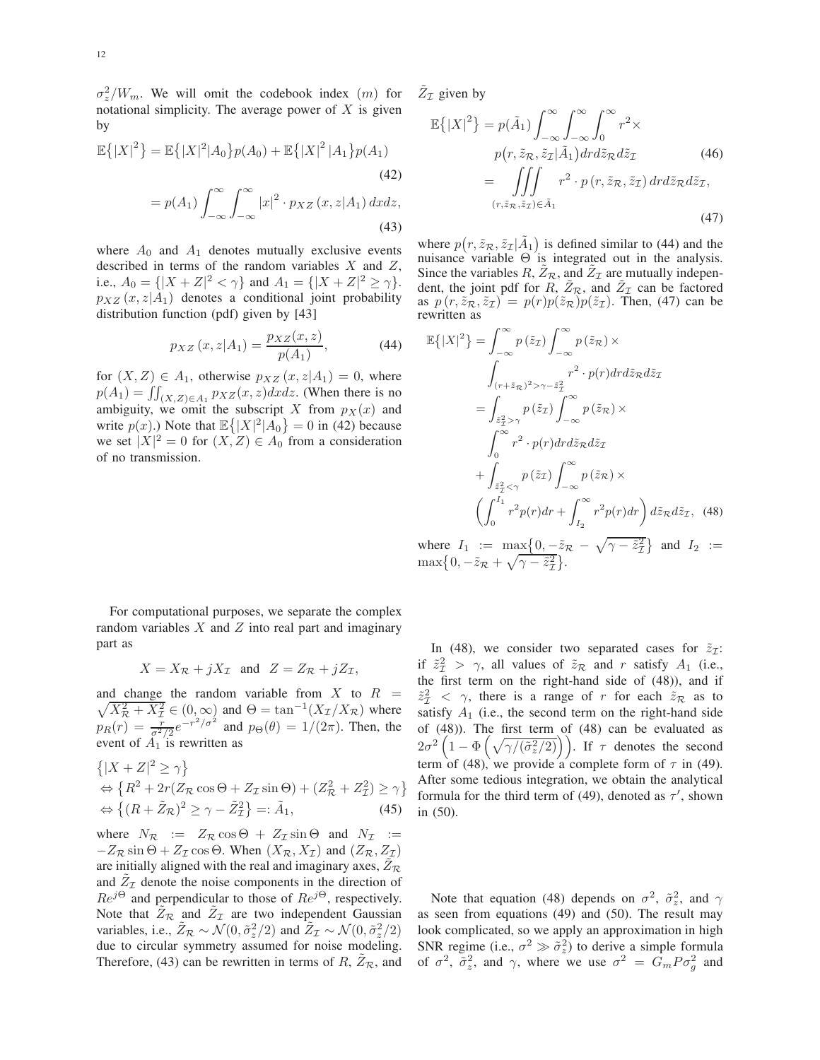$\sigma_z^2/W_m$. We will omit the codebook index $(m)$ for notational simplicity. The average power of $X$ is given by

$$\mathbb{E}\{|X|^2\} = \mathbb{E}\{|X|^2|A_0\}p(A_0) + \mathbb{E}\{|X|^2|A_1\}p(A_1) \tag{42}$$

$$= p(A_1)\int_{-\infty}^{\infty}\int_{-\infty}^{\infty}|x|^2 \cdot p_{XZ}(x,z|A_1)\,dxdz, \tag{43}$$

where $A_0$ and $A_1$ denotes mutually exclusive events described in terms of the random variables $X$ and $Z$, i.e., $A_0 = \{|X+Z|^2 < \gamma\}$ and $A_1 = \{|X+Z|^2 \geq \gamma\}$. $p_{XZ}(x,z|A_1)$ denotes a conditional joint probability distribution function (pdf) given by [43]

$$p_{XZ}(x,z|A_1) = \frac{p_{XZ}(x,z)}{p(A_1)}, \tag{44}$$

for $(X,Z) \in A_1$, otherwise $p_{XZ}(x,z|A_1) = 0$, where $p(A_1) = \iint_{(X,Z)\in A_1} p_{XZ}(x,z)dxdz$. (When there is no ambiguity, we omit the subscript $X$ from $p_X(x)$ and write $p(x)$.) Note that $\mathbb{E}\{|X|^2|A_0\} = 0$ in (42) because we set $|X|^2 = 0$ for $(X,Z) \in A_0$ from a consideration of no transmission.

For computational purposes, we separate the complex random variables $X$ and $Z$ into real part and imaginary part as

$$X = X_{\mathcal{R}} + jX_{\mathcal{I}} \text{ and } Z = Z_{\mathcal{R}} + jZ_{\mathcal{I}},$$

and change the random variable from $X$ to $R = \sqrt{X_{\mathcal{R}}^2 + X_{\mathcal{I}}^2} \in (0,\infty)$ and $\Theta = \tan^{-1}(X_{\mathcal{I}}/X_{\mathcal{R}})$ where $p_R(r) = \frac{r}{\sigma^2/2}e^{-r^2/\sigma^2}$ and $p_\Theta(\theta) = 1/(2\pi)$. Then, the event of $A_1$ is rewritten as

$$\begin{aligned}
&\{|X+Z|^2 \geq \gamma\} \\
&\Leftrightarrow \{R^2 + 2r(Z_{\mathcal{R}}\cos\Theta + Z_{\mathcal{I}}\sin\Theta) + (Z_{\mathcal{R}}^2 + Z_{\mathcal{I}}^2) \geq \gamma\} \\
&\Leftrightarrow \{(R + \tilde{Z}_{\mathcal{R}})^2 \geq \gamma - \tilde{Z}_{\mathcal{I}}^2\} =: \tilde{A}_1,
\end{aligned} \tag{45}$$

where $N_{\mathcal{R}} := Z_{\mathcal{R}}\cos\Theta + Z_{\mathcal{I}}\sin\Theta$ and $N_{\mathcal{I}} := -Z_{\mathcal{R}}\sin\Theta + Z_{\mathcal{I}}\cos\Theta$. When $(X_{\mathcal{R}}, X_{\mathcal{I}})$ and $(Z_{\mathcal{R}}, Z_{\mathcal{I}})$ are initially aligned with the real and imaginary axes, $\tilde{Z}_{\mathcal{R}}$ and $\tilde{Z}_{\mathcal{I}}$ denote the noise components in the direction of $Re^{j\Theta}$ and perpendicular to those of $Re^{j\Theta}$, respectively. Note that $\tilde{Z}_{\mathcal{R}}$ and $\tilde{Z}_{\mathcal{I}}$ are two independent Gaussian variables, i.e., $\tilde{Z}_{\mathcal{R}} \sim \mathcal{N}(0, \tilde{\sigma}_z^2/2)$ and $\tilde{Z}_{\mathcal{I}} \sim \mathcal{N}(0, \tilde{\sigma}_z^2/2)$ due to circular symmetry assumed for noise modeling. Therefore, (43) can be rewritten in terms of $R$, $\tilde{Z}_{\mathcal{R}}$, and $\tilde{Z}_{\mathcal{I}}$ given by

$$\begin{aligned}
\mathbb{E}\{|X|^2\} &= p(\tilde{A}_1)\int_{-\infty}^{\infty}\int_{-\infty}^{\infty}\int_0^{\infty} r^2 \times \\
&\qquad p(r, \tilde{z}_{\mathcal{R}}, \tilde{z}_{\mathcal{I}}|\tilde{A}_1)\,dr d\tilde{z}_{\mathcal{R}} d\tilde{z}_{\mathcal{I}} \qquad (46)\\
&= \iiint\limits_{(r,\tilde{z}_{\mathcal{R}},\tilde{z}_{\mathcal{I}})\in\tilde{A}_1} r^2 \cdot p(r, \tilde{z}_{\mathcal{R}}, \tilde{z}_{\mathcal{I}})\,dr d\tilde{z}_{\mathcal{R}} d\tilde{z}_{\mathcal{I}}, \qquad (47)
\end{aligned}$$

where $p(r, \tilde{z}_{\mathcal{R}}, \tilde{z}_{\mathcal{I}}|\tilde{A}_1)$ is defined similar to (44) and the nuisance variable $\Theta$ is integrated out in the analysis. Since the variables $R$, $\tilde{Z}_{\mathcal{R}}$, and $\tilde{Z}_{\mathcal{I}}$ are mutually independent, the joint pdf for $R$, $\tilde{Z}_{\mathcal{R}}$, and $\tilde{Z}_{\mathcal{I}}$ can be factored as $p(r, \tilde{z}_{\mathcal{R}}, \tilde{z}_{\mathcal{I}}) = p(r)p(\tilde{z}_{\mathcal{R}})p(\tilde{z}_{\mathcal{I}})$. Then, (47) can be rewritten as

$$\begin{aligned}
\mathbb{E}\{|X|^2\} &= \int_{-\infty}^{\infty} p(\tilde{z}_{\mathcal{I}}) \int_{-\infty}^{\infty} p(\tilde{z}_{\mathcal{R}}) \times \\
&\qquad \int_{(r+\tilde{z}_{\mathcal{R}})^2 > \gamma - \tilde{z}_{\mathcal{I}}^2} r^2 \cdot p(r) dr d\tilde{z}_{\mathcal{R}} d\tilde{z}_{\mathcal{I}} \\
&= \int_{\tilde{z}_{\mathcal{I}}^2 > \gamma} p(\tilde{z}_{\mathcal{I}}) \int_{-\infty}^{\infty} p(\tilde{z}_{\mathcal{R}}) \times \\
&\qquad \int_0^{\infty} r^2 \cdot p(r) dr d\tilde{z}_{\mathcal{R}} d\tilde{z}_{\mathcal{I}} \\
&\quad + \int_{\tilde{z}_{\mathcal{I}}^2 < \gamma} p(\tilde{z}_{\mathcal{I}}) \int_{-\infty}^{\infty} p(\tilde{z}_{\mathcal{R}}) \times \\
&\qquad \left(\int_0^{I_1} r^2 p(r) dr + \int_{I_2}^{\infty} r^2 p(r) dr\right) d\tilde{z}_{\mathcal{R}} d\tilde{z}_{\mathcal{I}}, \quad (48)
\end{aligned}$$

where $I_1 := \max\{0, -\tilde{z}_{\mathcal{R}} - \sqrt{\gamma - \tilde{z}_{\mathcal{I}}^2}\}$ and $I_2 := \max\{0, -\tilde{z}_{\mathcal{R}} + \sqrt{\gamma - \tilde{z}_{\mathcal{I}}^2}\}$.

In (48), we consider two separated cases for $\tilde{z}_{\mathcal{I}}$: if $\tilde{z}_{\mathcal{I}}^2 > \gamma$, all values of $\tilde{z}_{\mathcal{R}}$ and $r$ satisfy $A_1$ (i.e., the first term on the right-hand side of (48)), and if $\tilde{z}_{\mathcal{I}}^2 < \gamma$, there is a range of $r$ for each $\tilde{z}_{\mathcal{R}}$ as to satisfy $A_1$ (i.e., the second term on the right-hand side of (48)). The first term of (48) can be evaluated as $2\sigma^2\left(1 - \Phi\left(\sqrt{\gamma/(\tilde{\sigma}_z^2/2)}\right)\right)$. If $\tau$ denotes the second term of (48), we provide a complete form of $\tau$ in (49). After some tedious integration, we obtain the analytical formula for the third term of (49), denoted as $\tau'$, shown in (50).

Note that equation (48) depends on $\sigma^2$, $\tilde{\sigma}_z^2$, and $\gamma$ as seen from equations (49) and (50). The result may look complicated, so we apply an approximation in high SNR regime (i.e., $\sigma^2 \gg \tilde{\sigma}_z^2$) to derive a simple formula of $\sigma^2$, $\tilde{\sigma}_z^2$, and $\gamma$, where we use $\sigma^2 = G_m P \sigma_g^2$ and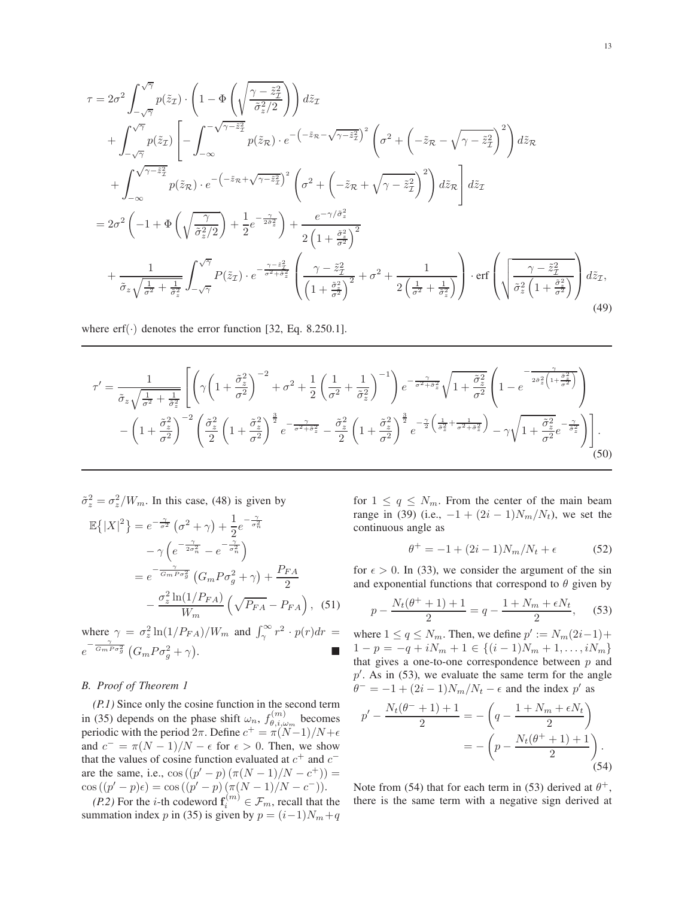$$
\begin{aligned}
\tau &= 2\sigma^2 \int_{-\sqrt{\gamma}}^{\sqrt{\gamma}} p(\tilde{z}_{\mathcal{I}}) \cdot \left(1 - \Phi\left(\sqrt{\frac{\gamma - \tilde{z}_{\mathcal{I}}^2}{\tilde{\sigma}_z^2/2}}\right)\right) d\tilde{z}_{\mathcal{I}} \\
&+ \int_{-\sqrt{\gamma}}^{\sqrt{\gamma}} p(\tilde{z}_{\mathcal{I}}) \left[ - \int_{-\infty}^{-\sqrt{\gamma - \tilde{z}_{\mathcal{I}}^2}} p(\tilde{z}_{\mathcal{R}}) \cdot e^{-\left(-\tilde{z}_{\mathcal{R}} - \sqrt{\gamma - \tilde{z}_{\mathcal{I}}^2}\right)^2} \left(\sigma^2 + \left(-\tilde{z}_{\mathcal{R}} - \sqrt{\gamma - \tilde{z}_{\mathcal{I}}^2}\right)^2\right) d\tilde{z}_{\mathcal{R}} \right. \\
&\left. + \int_{-\infty}^{\sqrt{\gamma - \tilde{z}_{\mathcal{I}}^2}} p(\tilde{z}_{\mathcal{R}}) \cdot e^{-\left(\tilde{z}_{\mathcal{R}} + \sqrt{\gamma - \tilde{z}_{\mathcal{I}}^2}\right)^2} \left(\sigma^2 + \left(-\tilde{z}_{\mathcal{R}} + \sqrt{\gamma - \tilde{z}_{\mathcal{I}}^2}\right)^2\right) d\tilde{z}_{\mathcal{R}} \right] d\tilde{z}_{\mathcal{I}} \\
&= 2\sigma^2 \left(-1 + \Phi\left(\sqrt{\frac{\gamma}{\tilde{\sigma}_z^2/2}}\right) + \frac{1}{2} e^{-\frac{\gamma}{2\tilde{\sigma}_z^2}}\right) + \frac{e^{-\gamma/\tilde{\sigma}_z^2}}{2\left(1 + \frac{\tilde{\sigma}_z^2}{\sigma^2}\right)^2} \\
&+ \frac{1}{\tilde{\sigma}_z \sqrt{\frac{1}{\sigma^2} + \frac{1}{\tilde{\sigma}_z^2}}} \int_{-\sqrt{\gamma}}^{\sqrt{\gamma}} P(\tilde{z}_{\mathcal{I}}) \cdot e^{-\frac{\gamma - \tilde{z}_{\mathcal{I}}^2}{\sigma^2 + \tilde{\sigma}_z^2}} \left( \frac{\gamma - \tilde{z}_{\mathcal{I}}^2}{\left(1 + \frac{\tilde{\sigma}_z^2}{\sigma^2}\right)^2} + \sigma^2 + \frac{1}{2\left(\frac{1}{\sigma^2} + \frac{1}{\tilde{\sigma}_z^2}\right)} \right) \cdot \operatorname{erf}\left( \sqrt{\frac{\gamma - \tilde{z}_{\mathcal{I}}^2}{\tilde{\sigma}_z^2\left(1 + \frac{\tilde{\sigma}_z^2}{\sigma^2}\right)}} \right) d\tilde{z}_{\mathcal{I}},
\end{aligned} \tag{49}
$$

where $\operatorname{erf}(\cdot)$ denotes the error function [32, Eq. 8.250.1].

$$
\begin{aligned}
\tau' = \frac{1}{\tilde{\sigma}_z \sqrt{\frac{1}{\sigma^2} + \frac{1}{\tilde{\sigma}_z^2}}} &\left[ \left( \gamma \left(1 + \frac{\tilde{\sigma}_z^2}{\sigma^2}\right)^{-2} + \sigma^2 + \frac{1}{2}\left(\frac{1}{\sigma^2} + \frac{1}{\tilde{\sigma}_z^2}\right)^{-1} \right) e^{-\frac{\gamma}{\sigma^2 + \tilde{\sigma}_z^2}} \sqrt{1 + \frac{\tilde{\sigma}_z^2}{\sigma^2}} \left(1 - e^{-\frac{\gamma}{2\tilde{\sigma}_z^2\left(1 + \frac{\tilde{\sigma}_z^2}{\sigma^2}\right)}}\right) \right. \\
&\left. - \left(1 + \frac{\tilde{\sigma}_z^2}{\sigma^2}\right)^{-2} \left( \frac{\tilde{\sigma}_z^2}{2}\left(1 + \frac{\tilde{\sigma}_z^2}{\sigma^2}\right)^{\frac{3}{2}} e^{-\frac{\gamma}{\sigma^2 + \tilde{\sigma}_z^2}} - \frac{\tilde{\sigma}_z^2}{2}\left(1 + \frac{\tilde{\sigma}_z^2}{\sigma^2}\right)^{\frac{3}{2}} e^{-\frac{\gamma}{2}\left(\frac{1}{\tilde{\sigma}_z^2} + \frac{1}{\sigma^2 + \tilde{\sigma}_z^2}\right)} - \gamma\sqrt{1 + \frac{\tilde{\sigma}_z^2}{\sigma^2}} e^{-\frac{\gamma}{\tilde{\sigma}_z^2}} \right) \right].
\end{aligned} \tag{50}
$$

$\tilde{\sigma}_z^2 = \sigma_z^2/W_m$. In this case, (48) is given by

$$
\begin{aligned}
\mathbb{E}\{|X|^2\} &= e^{-\frac{\gamma}{\sigma^2}}\left(\sigma^2 + \gamma\right) + \frac{1}{2}e^{-\frac{\gamma}{\sigma_n^2}} \\
&\quad - \gamma\left(e^{-\frac{\gamma}{2\sigma_n^2}} - e^{-\frac{\gamma}{\sigma_n^2}}\right) \\
&= e^{-\frac{\gamma}{G_m P \sigma_g^2}}\left(G_m P \sigma_g^2 + \gamma\right) + \frac{P_{FA}}{2} \\
&\quad - \frac{\sigma_z^2 \ln(1/P_{FA})}{W_m}\left(\sqrt{P_{FA}} - P_{FA}\right),
\end{aligned} \tag{51}
$$

where $\gamma = \sigma_z^2 \ln(1/P_{FA})/W_m$ and $\int_\gamma^\infty r^2 \cdot p(r) dr = e^{-\frac{\gamma}{G_m P \sigma_g^2}}\left(G_m P \sigma_g^2 + \gamma\right)$. ■

### B. Proof of Theorem 1

*(P.1)* Since only the cosine function in the second term in (35) depends on the phase shift $\omega_n$, $f_{\theta,i,\omega_m}^{(m)}$ becomes periodic with the period $2\pi$. Define $c^+ = \pi(N-1)/N + \epsilon$ and $c^- = \pi(N-1)/N - \epsilon$ for $\epsilon > 0$. Then, we show that the values of cosine function evaluated at $c^+$ and $c^-$ are the same, i.e., $\cos\left((p'-p)\left(\pi(N-1)/N - c^+\right)\right) = \cos\left((p'-p)\epsilon\right) = \cos\left((p'-p)\left(\pi(N-1)/N - c^-\right)\right)$.

*(P.2)* For the $i$-th codeword $\mathbf{f}_i^{(m)} \in \mathcal{F}_m$, recall that the summation index $p$ in (35) is given by $p = (i-1)N_m + q$ for $1 \leq q \leq N_m$. From the center of the main beam range in (39) (i.e., $-1 + (2i-1)N_m/N_t$), we set the continuous angle as

$$
\theta^+ = -1 + (2i-1)N_m/N_t + \epsilon \tag{52}
$$

for $\epsilon > 0$. In (33), we consider the argument of the sin and exponential functions that correspond to $\theta$ given by

$$
p - \frac{N_t(\theta^+ + 1) + 1}{2} = q - \frac{1 + N_m + \epsilon N_t}{2}, \tag{53}
$$

where $1 \leq q \leq N_m$. Then, we define $p' := N_m(2i-1) + 1 - p = -q + iN_m + 1 \in \{(i-1)N_m + 1, \ldots, iN_m\}$ that gives a one-to-one correspondence between $p$ and $p'$. As in (53), we evaluate the same term for the angle $\theta^- = -1 + (2i-1)N_m/N_t - \epsilon$ and the index $p'$ as

$$
\begin{aligned}
p' - \frac{N_t(\theta^- + 1) + 1}{2} &= -\left(q - \frac{1 + N_m + \epsilon N_t}{2}\right) \\
&= -\left(p - \frac{N_t(\theta^+ + 1) + 1}{2}\right).
\end{aligned} \tag{54}
$$

Note from (54) that for each term in (53) derived at $\theta^+$, there is the same term with a negative sign derived at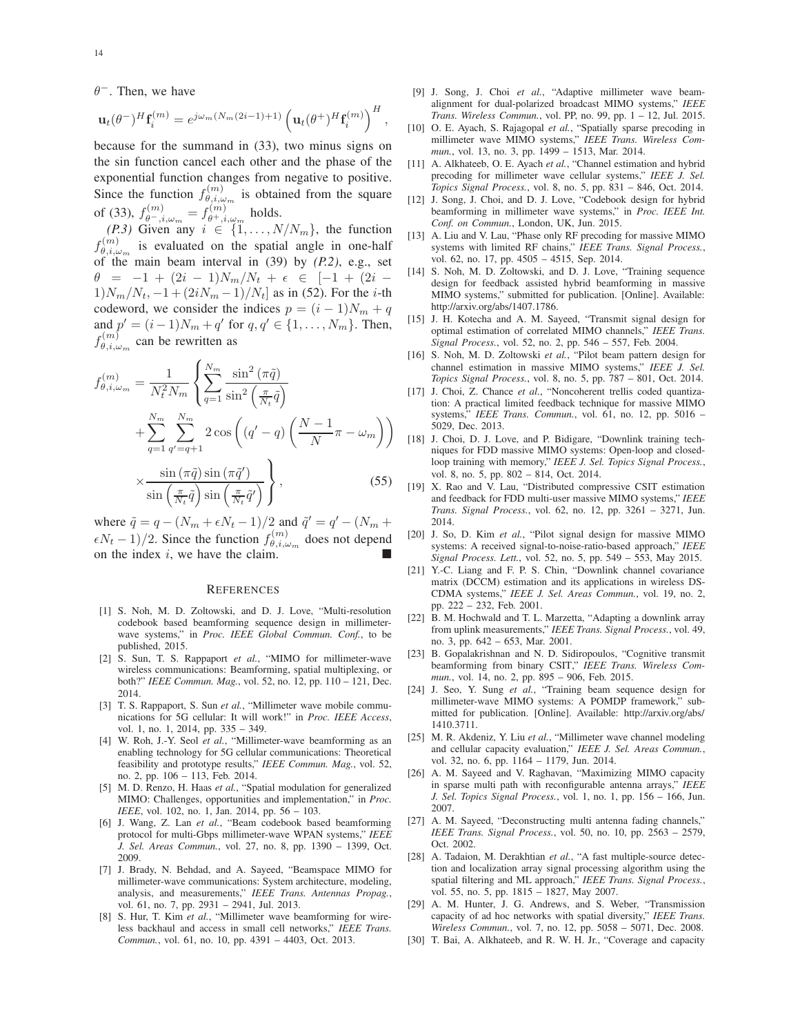$\theta^-$. Then, we have

$$\mathbf{u}_t(\theta^-)^H \mathbf{f}_i^{(m)} = e^{j\omega_m (N_m(2i-1)+1)} \left( \mathbf{u}_t(\theta^+)^H \mathbf{f}_i^{(m)} \right)^H,$$

because for the summand in (33), two minus signs on the sin function cancel each other and the phase of the exponential function changes from negative to positive. Since the function $f_{\theta,i,\omega_m}^{(m)}$ is obtained from the square of (33), $f_{\theta^-,i,\omega_m}^{(m)} = f_{\theta^+,i,\omega_m}^{(m)}$ holds.

*(P.3)* Given any $i \in \{1, \ldots, N/N_m\}$, the function $f_{\theta,i,\omega_m}^{(m)}$ is evaluated on the spatial angle in one-half of the main beam interval in (39) by *(P.2)*, e.g., set $\theta = -1 + (2i-1)N_m/N_t + \epsilon \in [-1 + (2i-1)N_m/N_t, -1 + (2iN_m - 1)/N_t]$ as in (52). For the $i$-th codeword, we consider the indices $p = (i-1)N_m + q$ and $p' = (i-1)N_m + q'$ for $q, q' \in \{1, \ldots, N_m\}$. Then, $f_{\theta,i,\omega_m}^{(m)}$ can be rewritten as

$$f_{\theta,i,\omega_m}^{(m)} = \frac{1}{N_t^2 N_m} \left\{ \sum_{q=1}^{N_m} \frac{\sin^2(\pi\tilde{q})}{\sin^2\left(\frac{\pi}{N_t}\tilde{q}\right)} + \sum_{q=1}^{N_m} \sum_{q'=q+1}^{N_m} 2\cos\left( (q'-q)\left( \frac{N-1}{N}\pi - \omega_m \right) \right) \times \frac{\sin(\pi\tilde{q})\sin(\pi\tilde{q}')}{\sin\left(\frac{\pi}{N_t}\tilde{q}\right)\sin\left(\frac{\pi}{N_t}\tilde{q}'\right)} \right\}, \tag{55}$$

where $\tilde{q} = q - (N_m + \epsilon N_t - 1)/2$ and $\tilde{q}' = q' - (N_m + \epsilon N_t - 1)/2$. Since the function $f_{\theta,i,\omega_m}^{(m)}$ does not depend on the index $i$, we have the claim. ■

## References

[1] S. Noh, M. D. Zoltowski, and D. J. Love, "Multi-resolution codebook based beamforming sequence design in millimeter-wave systems," in *Proc. IEEE Global Commun. Conf.*, to be published, 2015.

[2] S. Sun, T. S. Rappaport *et al.*, "MIMO for millimeter-wave wireless communications: Beamforming, spatial multiplexing, or both?" *IEEE Commun. Mag.*, vol. 52, no. 12, pp. 110 – 121, Dec. 2014.

[3] T. S. Rappaport, S. Sun *et al.*, "Millimeter wave mobile communications for 5G cellular: It will work!" in *Proc. IEEE Access*, vol. 1, no. 1, 2014, pp. 335 – 349.

[4] W. Roh, J.-Y. Seol *et al.*, "Millimeter-wave beamforming as an enabling technology for 5G cellular communications: Theoretical feasibility and prototype results," *IEEE Commun. Mag.*, vol. 52, no. 2, pp. 106 – 113, Feb. 2014.

[5] M. D. Renzo, H. Haas *et al.*, "Spatial modulation for generalized MIMO: Challenges, opportunities and implementation," in *Proc. IEEE*, vol. 102, no. 1, Jan. 2014, pp. 56 – 103.

[6] J. Wang, Z. Lan *et al.*, "Beam codebook based beamforming protocol for multi-Gbps millimeter-wave WPAN systems," *IEEE J. Sel. Areas Commun.*, vol. 27, no. 8, pp. 1390 – 1399, Oct. 2009.

[7] J. Brady, N. Behdad, and A. Sayeed, "Beamspace MIMO for millimeter-wave communications: System architecture, modeling, analysis, and measurements," *IEEE Trans. Antennas Propag.*, vol. 61, no. 7, pp. 2931 – 2941, Jul. 2013.

[8] S. Hur, T. Kim *et al.*, "Millimeter wave beamforming for wireless backhaul and access in small cell networks," *IEEE Trans. Commun.*, vol. 61, no. 10, pp. 4391 – 4403, Oct. 2013.

[9] J. Song, J. Choi *et al.*, "Adaptive millimeter wave beam-alignment for dual-polarized broadcast MIMO systems," *IEEE Trans. Wireless Commun.*, vol. PP, no. 99, pp. 1 – 12, Jul. 2015.

[10] O. E. Ayach, S. Rajagopal *et al.*, "Spatially sparse precoding in millimeter wave MIMO systems," *IEEE Trans. Wireless Commun.*, vol. 13, no. 3, pp. 1499 – 1513, Mar. 2014.

[11] A. Alkhateeb, O. E. Ayach *et al.*, "Channel estimation and hybrid precoding for millimeter wave cellular systems," *IEEE J. Sel. Topics Signal Process.*, vol. 8, no. 5, pp. 831 – 846, Oct. 2014.

[12] J. Song, J. Choi, and D. J. Love, "Codebook design for hybrid beamforming in millimeter wave systems," in *Proc. IEEE Int. Conf. on Commun.*, London, UK, Jun. 2015.

[13] A. Liu and V. Lau, "Phase only RF precoding for massive MIMO systems with limited RF chains," *IEEE Trans. Signal Process.*, vol. 62, no. 17, pp. 4505 – 4515, Sep. 2014.

[14] S. Noh, M. D. Zoltowski, and D. J. Love, "Training sequence design for feedback assisted hybrid beamforming in massive MIMO systems," submitted for publication. [Online]. Available: http://arxiv.org/abs/1407.1786.

[15] J. H. Kotecha and A. M. Sayeed, "Transmit signal design for optimal estimation of correlated MIMO channels," *IEEE Trans. Signal Process.*, vol. 52, no. 2, pp. 546 – 557, Feb. 2004.

[16] S. Noh, M. D. Zoltowski *et al.*, "Pilot beam pattern design for channel estimation in massive MIMO systems," *IEEE J. Sel. Topics Signal Process.*, vol. 8, no. 5, pp. 787 – 801, Oct. 2014.

[17] J. Choi, Z. Chance *et al.*, "Noncoherent trellis coded quantization: A practical limited feedback technique for massive MIMO systems," *IEEE Trans. Commun.*, vol. 61, no. 12, pp. 5016 – 5029, Dec. 2013.

[18] J. Choi, D. J. Love, and P. Bidigare, "Downlink training techniques for FDD massive MIMO systems: Open-loop and closed-loop training with memory," *IEEE J. Sel. Topics Signal Process.*, vol. 8, no. 5, pp. 802 – 814, Oct. 2014.

[19] X. Rao and V. Lau, "Distributed compressive CSIT estimation and feedback for FDD multi-user massive MIMO systems," *IEEE Trans. Signal Process.*, vol. 62, no. 12, pp. 3261 – 3271, Jun. 2014.

[20] J. So, D. Kim *et al.*, "Pilot signal design for massive MIMO systems: A received signal-to-noise-ratio-based approach," *IEEE Signal Process. Lett.*, vol. 52, no. 5, pp. 549 – 553, May 2015.

[21] Y.-C. Liang and F. P. S. Chin, "Downlink channel covariance matrix (DCCM) estimation and its applications in wireless DS-CDMA systems," *IEEE J. Sel. Areas Commun.*, vol. 19, no. 2, pp. 222 – 232, Feb. 2001.

[22] B. M. Hochwald and T. L. Marzetta, "Adapting a downlink array from uplink measurements," *IEEE Trans. Signal Process.*, vol. 49, no. 3, pp. 642 – 653, Mar. 2001.

[23] B. Gopalakrishnan and N. D. Sidiropoulos, "Cognitive transmit beamforming from binary CSIT," *IEEE Trans. Wireless Commun.*, vol. 14, no. 2, pp. 895 – 906, Feb. 2015.

[24] J. Seo, Y. Sung *et al.*, "Training beam sequence design for millimeter-wave MIMO systems: A POMDP framework," submitted for publication. [Online]. Available: http://arxiv.org/abs/1410.3711.

[25] M. R. Akdeniz, Y. Liu *et al.*, "Millimeter wave channel modeling and cellular capacity evaluation," *IEEE J. Sel. Areas Commun.*, vol. 32, no. 6, pp. 1164 – 1179, Jun. 2014.

[26] A. M. Sayeed and V. Raghavan, "Maximizing MIMO capacity in sparse multi path with reconfigurable antenna arrays," *IEEE J. Sel. Topics Signal Process.*, vol. 1, no. 1, pp. 156 – 166, Jun. 2007.

[27] A. M. Sayeed, "Deconstructing multi antenna fading channels," *IEEE Trans. Signal Process.*, vol. 50, no. 10, pp. 2563 – 2579, Oct. 2002.

[28] A. Tadaion, M. Derakhtian *et al.*, "A fast multiple-source detection and localization array signal processing algorithm using the spatial filtering and ML approach," *IEEE Trans. Signal Process.*, vol. 55, no. 5, pp. 1815 – 1827, May 2007.

[29] A. M. Hunter, J. G. Andrews, and S. Weber, "Transmission capacity of ad hoc networks with spatial diversity," *IEEE Trans. Wireless Commun.*, vol. 7, no. 12, pp. 5058 – 5071, Dec. 2008.

[30] T. Bai, A. Alkhateeb, and R. W. H. Jr., "Coverage and capacity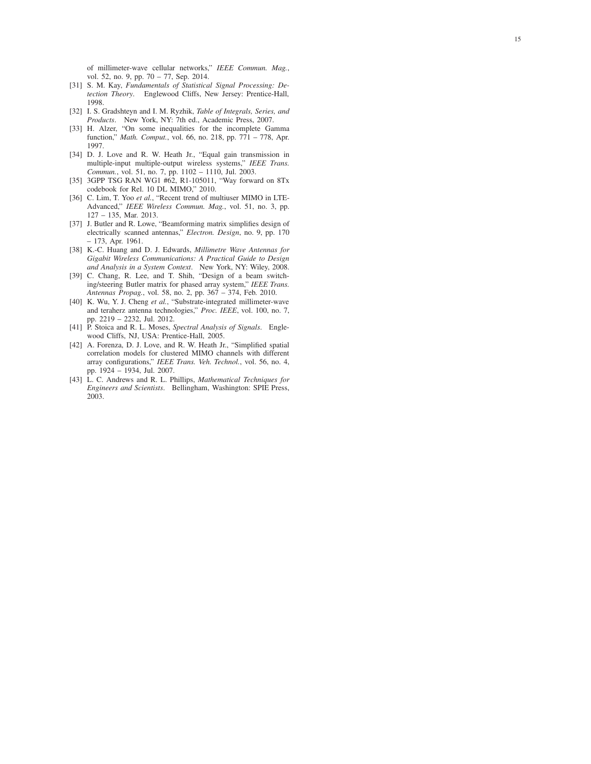of millimeter-wave cellular networks," *IEEE Commun. Mag.*, vol. 52, no. 9, pp. 70 – 77, Sep. 2014.

[31] S. M. Kay, *Fundamentals of Statistical Signal Processing: Detection Theory*. Englewood Cliffs, New Jersey: Prentice-Hall, 1998.

[32] I. S. Gradshteyn and I. M. Ryzhik, *Table of Integrals, Series, and Products*. New York, NY: 7th ed., Academic Press, 2007.

[33] H. Alzer, "On some inequalities for the incomplete Gamma function," *Math. Comput.*, vol. 66, no. 218, pp. 771 – 778, Apr. 1997.

[34] D. J. Love and R. W. Heath Jr., "Equal gain transmission in multiple-input multiple-output wireless systems," *IEEE Trans. Commun.*, vol. 51, no. 7, pp. 1102 – 1110, Jul. 2003.

[35] 3GPP TSG RAN WG1 #62, R1-105011, "Way forward on 8Tx codebook for Rel. 10 DL MIMO," 2010.

[36] C. Lim, T. Yoo *et al.*, "Recent trend of multiuser MIMO in LTE-Advanced," *IEEE Wireless Commun. Mag.*, vol. 51, no. 3, pp. 127 – 135, Mar. 2013.

[37] J. Butler and R. Lowe, "Beamforming matrix simplifies design of electrically scanned antennas," *Electron. Design*, no. 9, pp. 170 – 173, Apr. 1961.

[38] K.-C. Huang and D. J. Edwards, *Millimetre Wave Antennas for Gigabit Wireless Communications: A Practical Guide to Design and Analysis in a System Context*. New York, NY: Wiley, 2008.

[39] C. Chang, R. Lee, and T. Shih, "Design of a beam switching/steering Butler matrix for phased array system," *IEEE Trans. Antennas Propag.*, vol. 58, no. 2, pp. 367 – 374, Feb. 2010.

[40] K. Wu, Y. J. Cheng *et al.*, "Substrate-integrated millimeter-wave and teraherz antenna technologies," *Proc. IEEE*, vol. 100, no. 7, pp. 2219 – 2232, Jul. 2012.

[41] P. Stoica and R. L. Moses, *Spectral Analysis of Signals*. Englewood Cliffs, NJ, USA: Prentice-Hall, 2005.

[42] A. Forenza, D. J. Love, and R. W. Heath Jr., "Simplified spatial correlation models for clustered MIMO channels with different array configurations," *IEEE Trans. Veh. Technol.*, vol. 56, no. 4, pp. 1924 – 1934, Jul. 2007.

[43] L. C. Andrews and R. L. Phillips, *Mathematical Techniques for Engineers and Scientists*. Bellingham, Washington: SPIE Press, 2003.